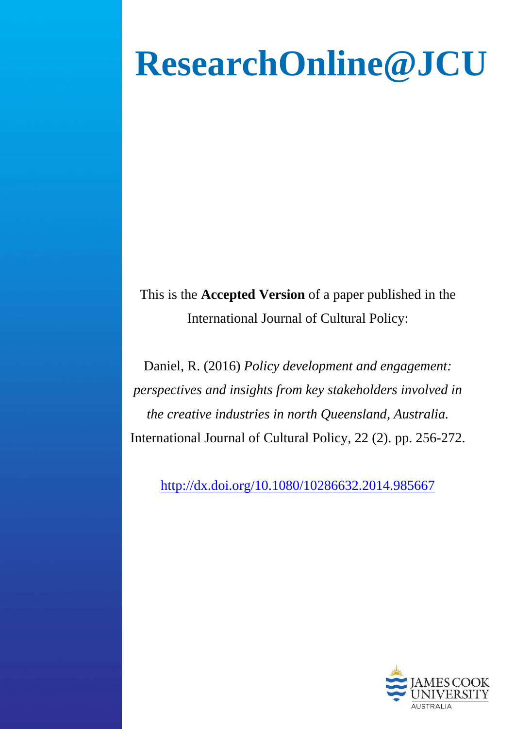# ResearchOnline@JCU

This is the **Accepted Version** of a paper published in the International Journal of Cultural Policy:

Daniel, R. (2016) *Policy development and engagement: perspectives and insights from key stakeholders involved in the creative industries in north Queensland, Australia.* International Journal of Cultural Policy, 22 (2). pp. 256-272.

http://dx.doi.org/10.1080/10286632.2014.985667

JAMES COOK UNIVERSITY AUSTRALIA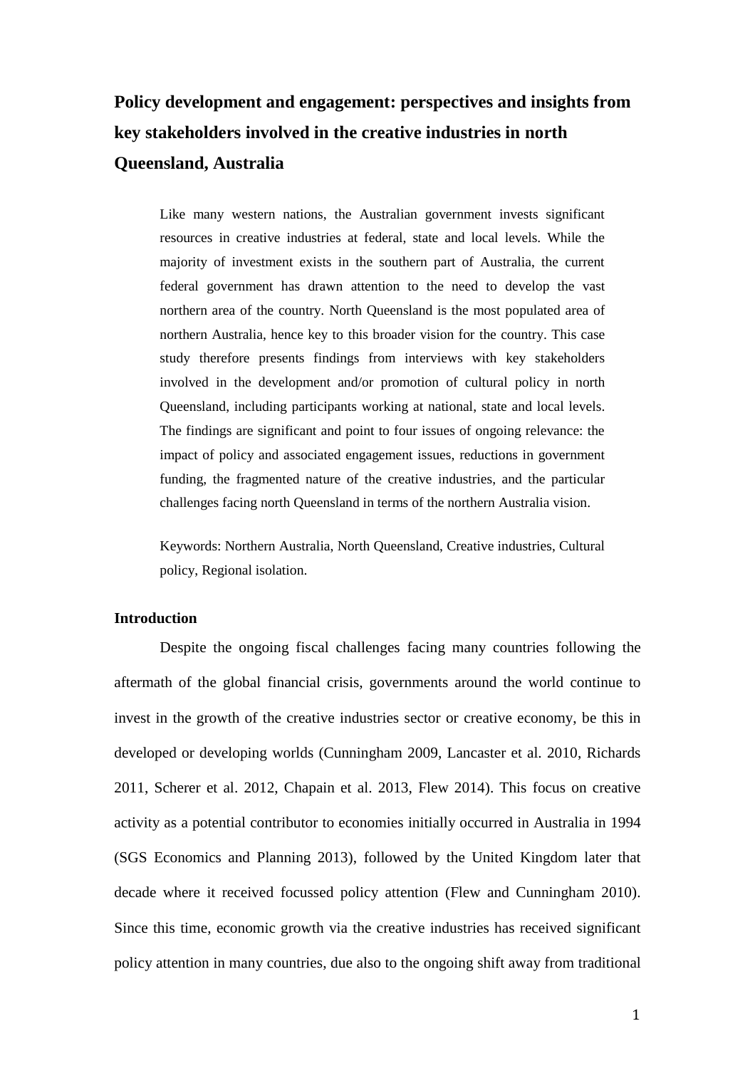# Policy development and engagement: perspectives and insights from key stakeholders involved in the creative industries in north Queensland, Australia

> Like many western nations, the Australian government invests significant resources in creative industries at federal, state and local levels. While the majority of investment exists in the southern part of Australia, the current federal government has drawn attention to the need to develop the vast northern area of the country. North Queensland is the most populated area of northern Australia, hence key to this broader vision for the country. This case study therefore presents findings from interviews with key stakeholders involved in the development and/or promotion of cultural policy in north Queensland, including participants working at national, state and local levels. The findings are significant and point to four issues of ongoing relevance: the impact of policy and associated engagement issues, reductions in government funding, the fragmented nature of the creative industries, and the particular challenges facing north Queensland in terms of the northern Australia vision.
>
> Keywords: Northern Australia, North Queensland, Creative industries, Cultural policy, Regional isolation.

## Introduction

Despite the ongoing fiscal challenges facing many countries following the aftermath of the global financial crisis, governments around the world continue to invest in the growth of the creative industries sector or creative economy, be this in developed or developing worlds (Cunningham 2009, Lancaster et al. 2010, Richards 2011, Scherer et al. 2012, Chapain et al. 2013, Flew 2014). This focus on creative activity as a potential contributor to economies initially occurred in Australia in 1994 (SGS Economics and Planning 2013), followed by the United Kingdom later that decade where it received focussed policy attention (Flew and Cunningham 2010). Since this time, economic growth via the creative industries has received significant policy attention in many countries, due also to the ongoing shift away from traditional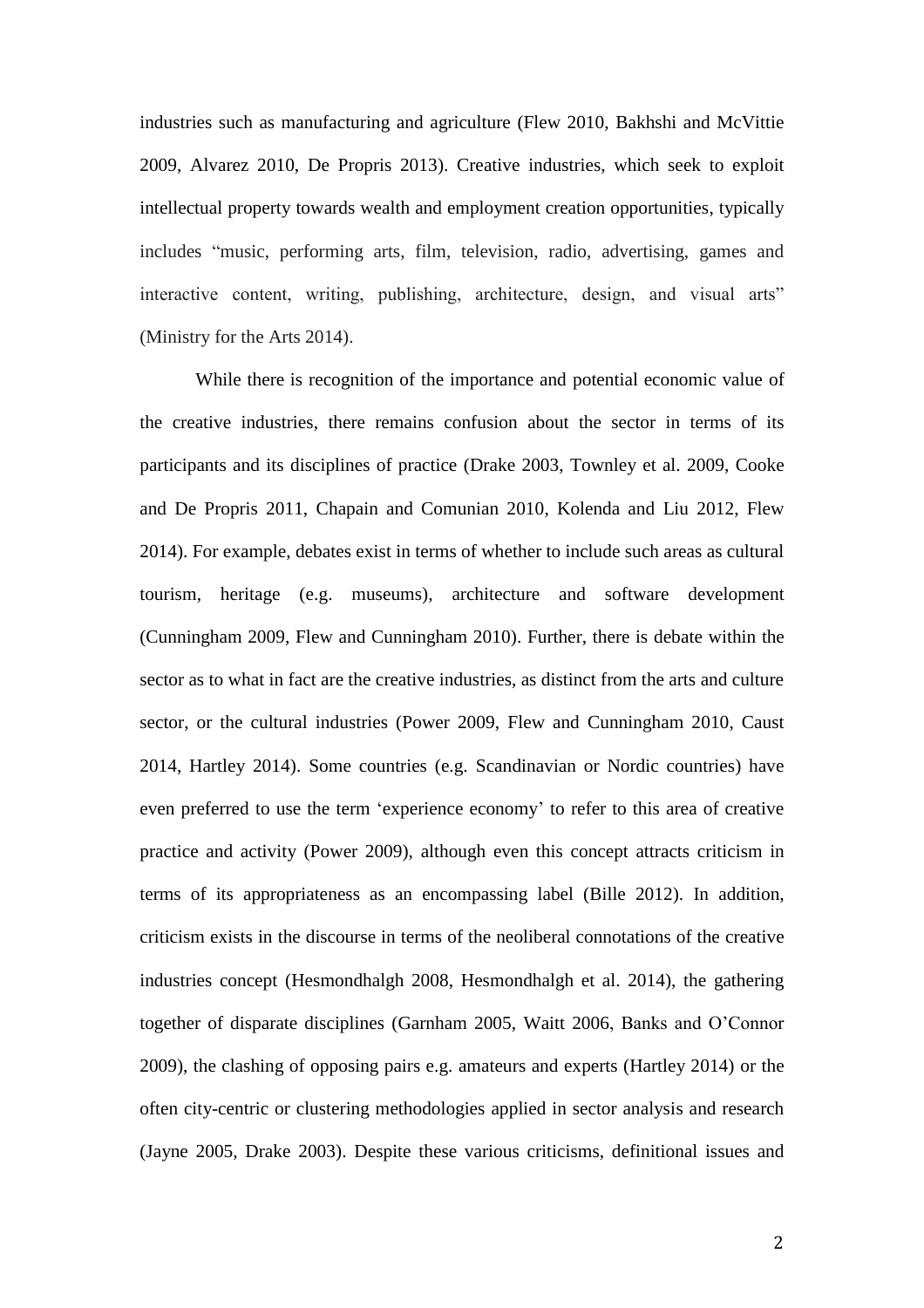industries such as manufacturing and agriculture (Flew 2010, Bakhshi and McVittie 2009, Alvarez 2010, De Propris 2013). Creative industries, which seek to exploit intellectual property towards wealth and employment creation opportunities, typically includes "music, performing arts, film, television, radio, advertising, games and interactive content, writing, publishing, architecture, design, and visual arts" (Ministry for the Arts 2014).

While there is recognition of the importance and potential economic value of the creative industries, there remains confusion about the sector in terms of its participants and its disciplines of practice (Drake 2003, Townley et al. 2009, Cooke and De Propris 2011, Chapain and Comunian 2010, Kolenda and Liu 2012, Flew 2014). For example, debates exist in terms of whether to include such areas as cultural tourism, heritage (e.g. museums), architecture and software development (Cunningham 2009, Flew and Cunningham 2010). Further, there is debate within the sector as to what in fact are the creative industries, as distinct from the arts and culture sector, or the cultural industries (Power 2009, Flew and Cunningham 2010, Caust 2014, Hartley 2014). Some countries (e.g. Scandinavian or Nordic countries) have even preferred to use the term 'experience economy' to refer to this area of creative practice and activity (Power 2009), although even this concept attracts criticism in terms of its appropriateness as an encompassing label (Bille 2012). In addition, criticism exists in the discourse in terms of the neoliberal connotations of the creative industries concept (Hesmondhalgh 2008, Hesmondhalgh et al. 2014), the gathering together of disparate disciplines (Garnham 2005, Waitt 2006, Banks and O'Connor 2009), the clashing of opposing pairs e.g. amateurs and experts (Hartley 2014) or the often city-centric or clustering methodologies applied in sector analysis and research (Jayne 2005, Drake 2003). Despite these various criticisms, definitional issues and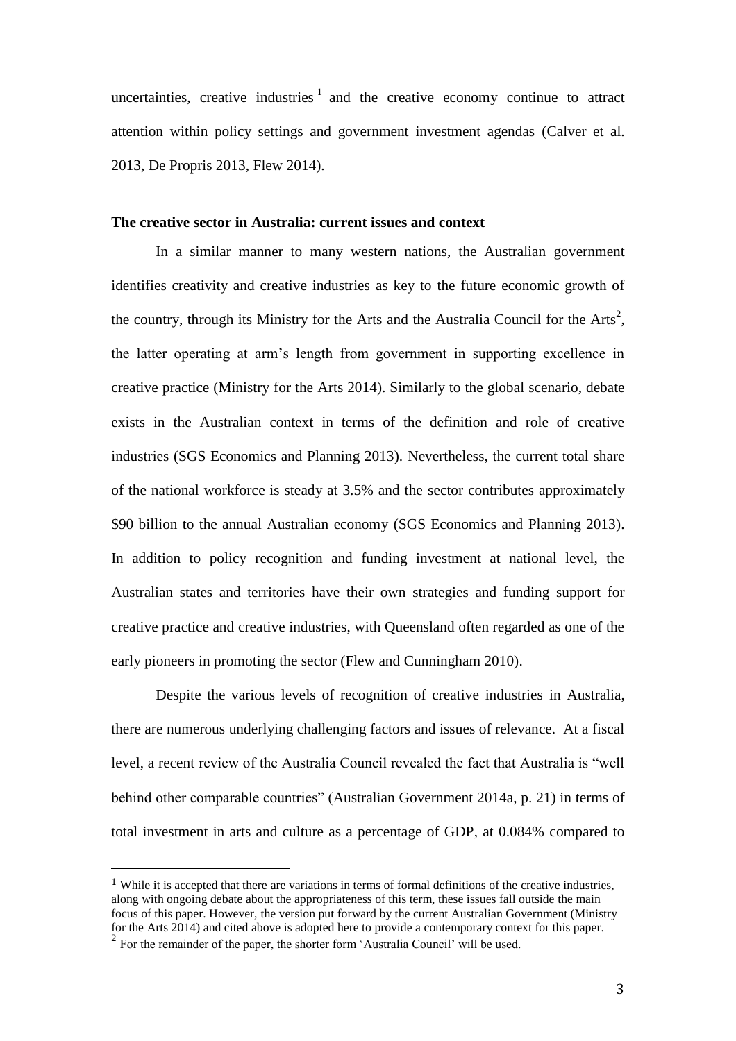uncertainties, creative industries [1] and the creative economy continue to attract attention within policy settings and government investment agendas (Calver et al. 2013, De Propris 2013, Flew 2014).

**The creative sector in Australia: current issues and context**

In a similar manner to many western nations, the Australian government identifies creativity and creative industries as key to the future economic growth of the country, through its Ministry for the Arts and the Australia Council for the Arts[2], the latter operating at arm's length from government in supporting excellence in creative practice (Ministry for the Arts 2014). Similarly to the global scenario, debate exists in the Australian context in terms of the definition and role of creative industries (SGS Economics and Planning 2013). Nevertheless, the current total share of the national workforce is steady at 3.5% and the sector contributes approximately $90 billion to the annual Australian economy (SGS Economics and Planning 2013). In addition to policy recognition and funding investment at national level, the Australian states and territories have their own strategies and funding support for creative practice and creative industries, with Queensland often regarded as one of the early pioneers in promoting the sector (Flew and Cunningham 2010).

Despite the various levels of recognition of creative industries in Australia, there are numerous underlying challenging factors and issues of relevance. At a fiscal level, a recent review of the Australia Council revealed the fact that Australia is "well behind other comparable countries" (Australian Government 2014a, p. 21) in terms of total investment in arts and culture as a percentage of GDP, at 0.084% compared to

---

[1] While it is accepted that there are variations in terms of formal definitions of the creative industries, along with ongoing debate about the appropriateness of this term, these issues fall outside the main focus of this paper. However, the version put forward by the current Australian Government (Ministry for the Arts 2014) and cited above is adopted here to provide a contemporary context for this paper.

[2] For the remainder of the paper, the shorter form 'Australia Council' will be used.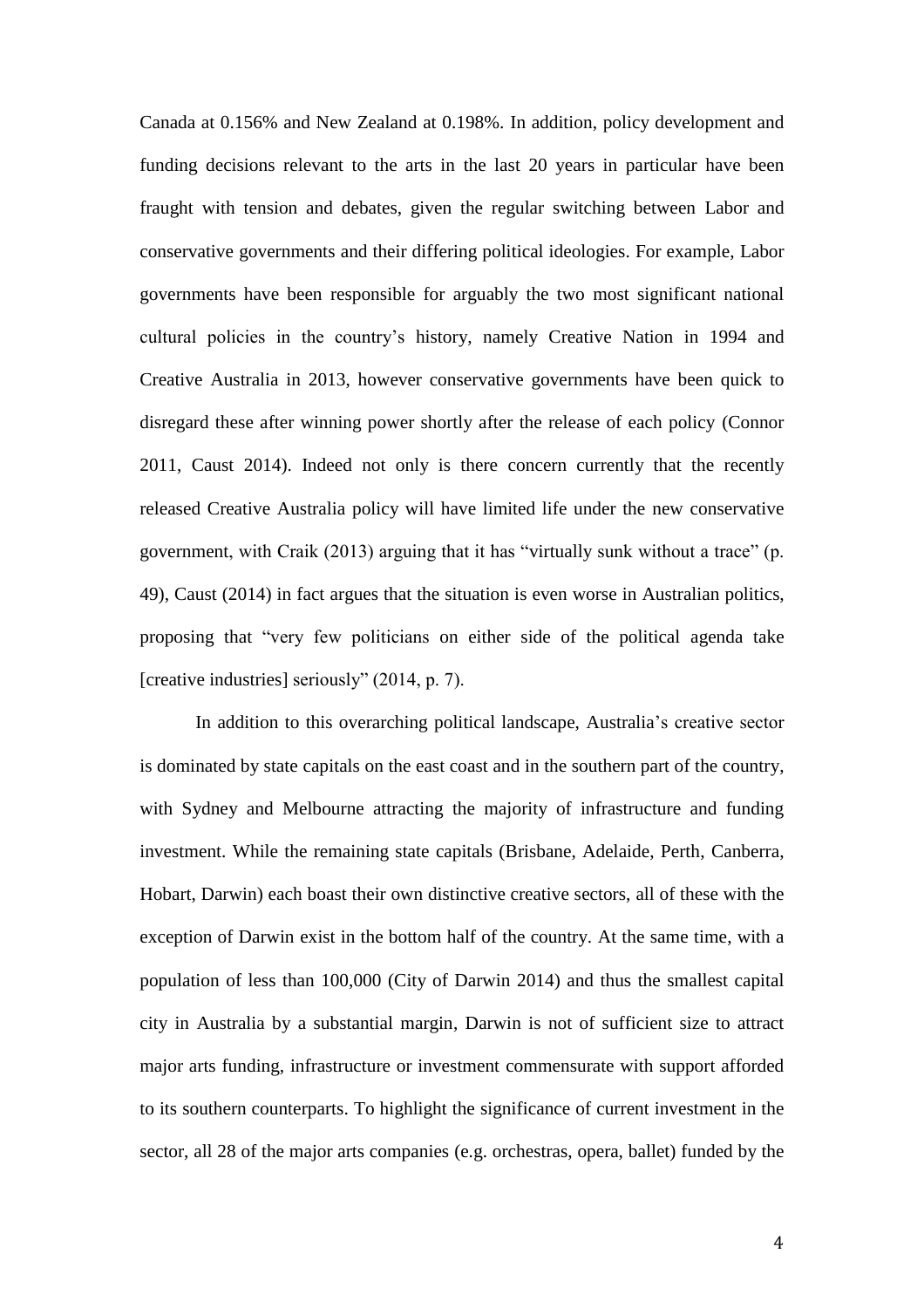Canada at 0.156% and New Zealand at 0.198%. In addition, policy development and funding decisions relevant to the arts in the last 20 years in particular have been fraught with tension and debates, given the regular switching between Labor and conservative governments and their differing political ideologies. For example, Labor governments have been responsible for arguably the two most significant national cultural policies in the country's history, namely Creative Nation in 1994 and Creative Australia in 2013, however conservative governments have been quick to disregard these after winning power shortly after the release of each policy (Connor 2011, Caust 2014). Indeed not only is there concern currently that the recently released Creative Australia policy will have limited life under the new conservative government, with Craik (2013) arguing that it has "virtually sunk without a trace" (p. 49), Caust (2014) in fact argues that the situation is even worse in Australian politics, proposing that "very few politicians on either side of the political agenda take [creative industries] seriously" (2014, p. 7).

In addition to this overarching political landscape, Australia's creative sector is dominated by state capitals on the east coast and in the southern part of the country, with Sydney and Melbourne attracting the majority of infrastructure and funding investment. While the remaining state capitals (Brisbane, Adelaide, Perth, Canberra, Hobart, Darwin) each boast their own distinctive creative sectors, all of these with the exception of Darwin exist in the bottom half of the country. At the same time, with a population of less than 100,000 (City of Darwin 2014) and thus the smallest capital city in Australia by a substantial margin, Darwin is not of sufficient size to attract major arts funding, infrastructure or investment commensurate with support afforded to its southern counterparts. To highlight the significance of current investment in the sector, all 28 of the major arts companies (e.g. orchestras, opera, ballet) funded by the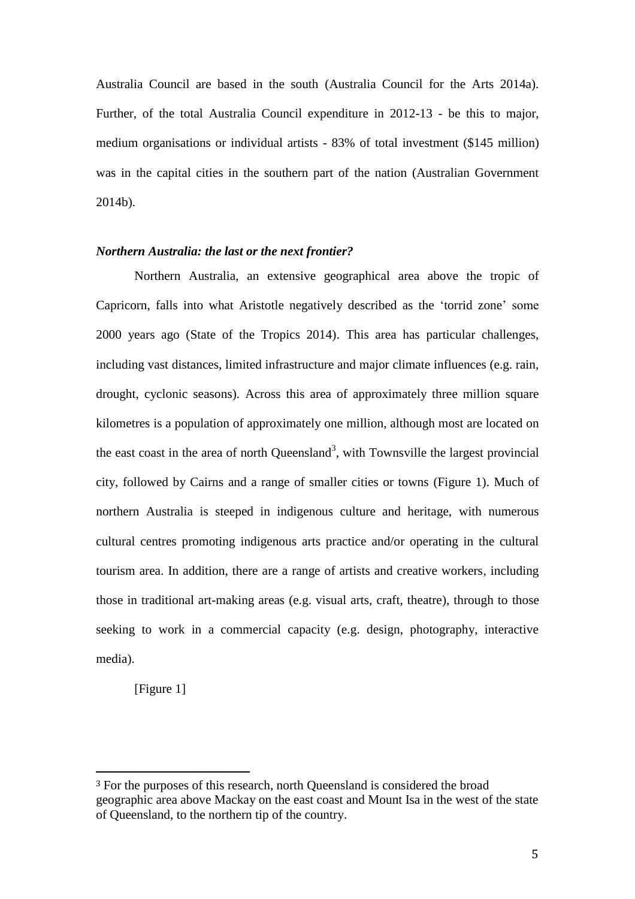Australia Council are based in the south (Australia Council for the Arts 2014a). Further, of the total Australia Council expenditure in 2012-13 - be this to major, medium organisations or individual artists - 83% of total investment ($145 million) was in the capital cities in the southern part of the nation (Australian Government 2014b).

### *Northern Australia: the last or the next frontier?*

Northern Australia, an extensive geographical area above the tropic of Capricorn, falls into what Aristotle negatively described as the 'torrid zone' some 2000 years ago (State of the Tropics 2014). This area has particular challenges, including vast distances, limited infrastructure and major climate influences (e.g. rain, drought, cyclonic seasons). Across this area of approximately three million square kilometres is a population of approximately one million, although most are located on the east coast in the area of north Queensland[3], with Townsville the largest provincial city, followed by Cairns and a range of smaller cities or towns (Figure 1). Much of northern Australia is steeped in indigenous culture and heritage, with numerous cultural centres promoting indigenous arts practice and/or operating in the cultural tourism area. In addition, there are a range of artists and creative workers, including those in traditional art-making areas (e.g. visual arts, craft, theatre), through to those seeking to work in a commercial capacity (e.g. design, photography, interactive media).

[Figure 1]

---

[3] For the purposes of this research, north Queensland is considered the broad geographic area above Mackay on the east coast and Mount Isa in the west of the state of Queensland, to the northern tip of the country.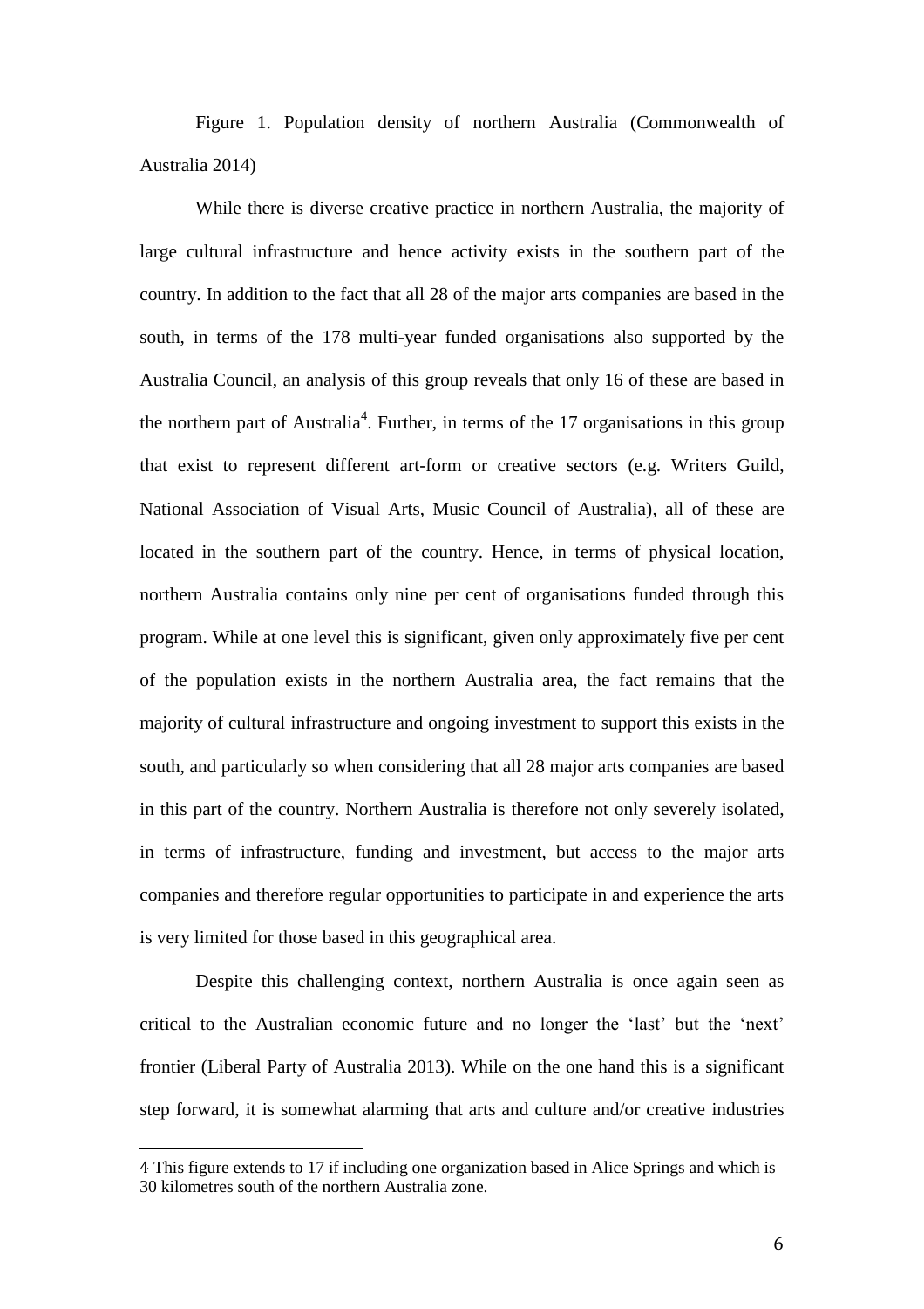Figure 1. Population density of northern Australia (Commonwealth of Australia 2014)

While there is diverse creative practice in northern Australia, the majority of large cultural infrastructure and hence activity exists in the southern part of the country. In addition to the fact that all 28 of the major arts companies are based in the south, in terms of the 178 multi-year funded organisations also supported by the Australia Council, an analysis of this group reveals that only 16 of these are based in the northern part of Australia[4]. Further, in terms of the 17 organisations in this group that exist to represent different art-form or creative sectors (e.g. Writers Guild, National Association of Visual Arts, Music Council of Australia), all of these are located in the southern part of the country. Hence, in terms of physical location, northern Australia contains only nine per cent of organisations funded through this program. While at one level this is significant, given only approximately five per cent of the population exists in the northern Australia area, the fact remains that the majority of cultural infrastructure and ongoing investment to support this exists in the south, and particularly so when considering that all 28 major arts companies are based in this part of the country. Northern Australia is therefore not only severely isolated, in terms of infrastructure, funding and investment, but access to the major arts companies and therefore regular opportunities to participate in and experience the arts is very limited for those based in this geographical area.

Despite this challenging context, northern Australia is once again seen as critical to the Australian economic future and no longer the 'last' but the 'next' frontier (Liberal Party of Australia 2013). While on the one hand this is a significant step forward, it is somewhat alarming that arts and culture and/or creative industries

4 This figure extends to 17 if including one organization based in Alice Springs and which is 30 kilometres south of the northern Australia zone.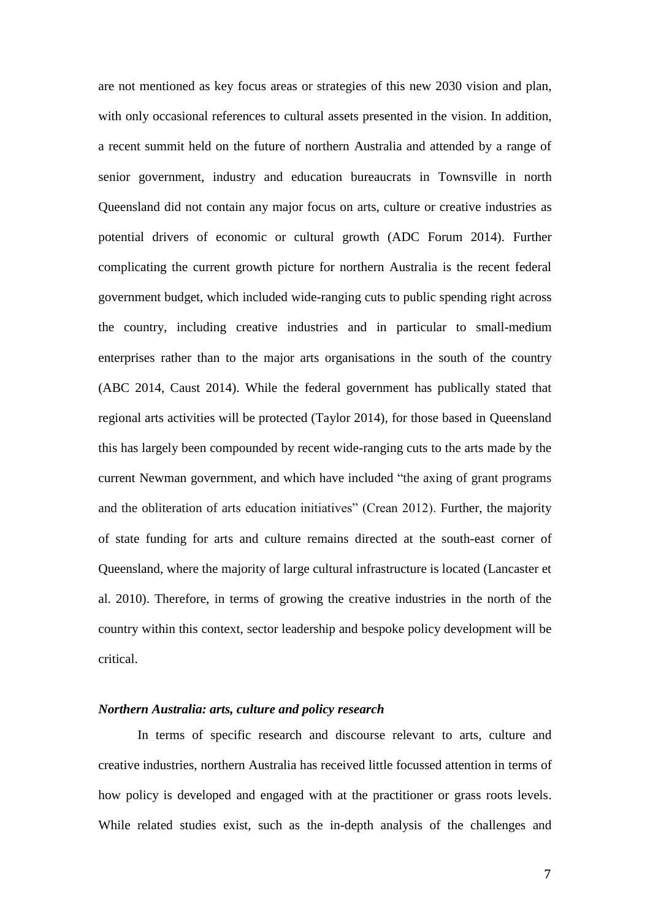are not mentioned as key focus areas or strategies of this new 2030 vision and plan, with only occasional references to cultural assets presented in the vision. In addition, a recent summit held on the future of northern Australia and attended by a range of senior government, industry and education bureaucrats in Townsville in north Queensland did not contain any major focus on arts, culture or creative industries as potential drivers of economic or cultural growth (ADC Forum 2014). Further complicating the current growth picture for northern Australia is the recent federal government budget, which included wide-ranging cuts to public spending right across the country, including creative industries and in particular to small-medium enterprises rather than to the major arts organisations in the south of the country (ABC 2014, Caust 2014). While the federal government has publically stated that regional arts activities will be protected (Taylor 2014), for those based in Queensland this has largely been compounded by recent wide-ranging cuts to the arts made by the current Newman government, and which have included "the axing of grant programs and the obliteration of arts education initiatives" (Crean 2012). Further, the majority of state funding for arts and culture remains directed at the south-east corner of Queensland, where the majority of large cultural infrastructure is located (Lancaster et al. 2010). Therefore, in terms of growing the creative industries in the north of the country within this context, sector leadership and bespoke policy development will be critical.

### *Northern Australia: arts, culture and policy research*

In terms of specific research and discourse relevant to arts, culture and creative industries, northern Australia has received little focussed attention in terms of how policy is developed and engaged with at the practitioner or grass roots levels. While related studies exist, such as the in-depth analysis of the challenges and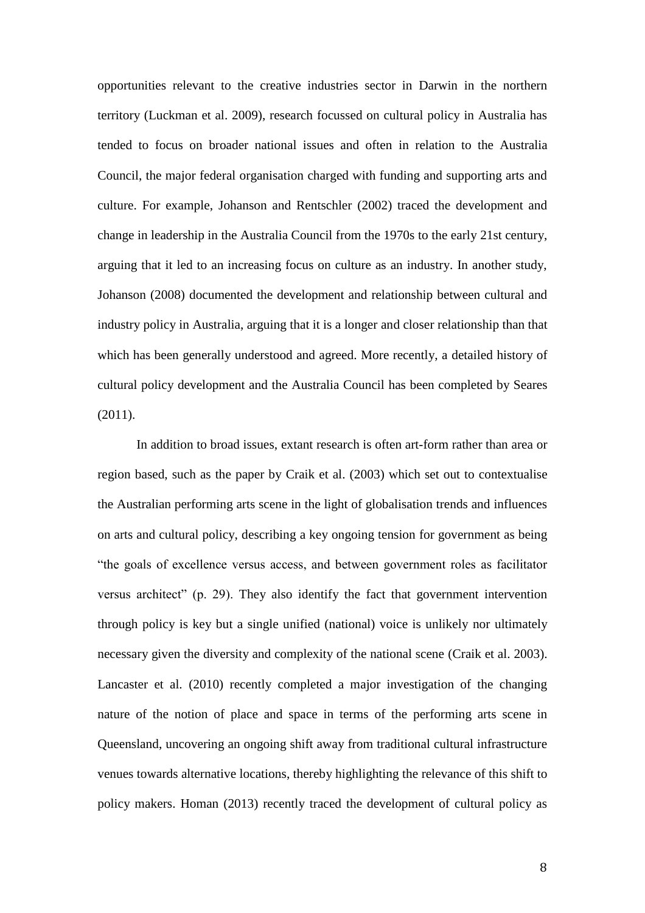opportunities relevant to the creative industries sector in Darwin in the northern territory (Luckman et al. 2009), research focussed on cultural policy in Australia has tended to focus on broader national issues and often in relation to the Australia Council, the major federal organisation charged with funding and supporting arts and culture. For example, Johanson and Rentschler (2002) traced the development and change in leadership in the Australia Council from the 1970s to the early 21st century, arguing that it led to an increasing focus on culture as an industry. In another study, Johanson (2008) documented the development and relationship between cultural and industry policy in Australia, arguing that it is a longer and closer relationship than that which has been generally understood and agreed. More recently, a detailed history of cultural policy development and the Australia Council has been completed by Seares (2011).

In addition to broad issues, extant research is often art-form rather than area or region based, such as the paper by Craik et al. (2003) which set out to contextualise the Australian performing arts scene in the light of globalisation trends and influences on arts and cultural policy, describing a key ongoing tension for government as being "the goals of excellence versus access, and between government roles as facilitator versus architect" (p. 29). They also identify the fact that government intervention through policy is key but a single unified (national) voice is unlikely nor ultimately necessary given the diversity and complexity of the national scene (Craik et al. 2003). Lancaster et al. (2010) recently completed a major investigation of the changing nature of the notion of place and space in terms of the performing arts scene in Queensland, uncovering an ongoing shift away from traditional cultural infrastructure venues towards alternative locations, thereby highlighting the relevance of this shift to policy makers. Homan (2013) recently traced the development of cultural policy as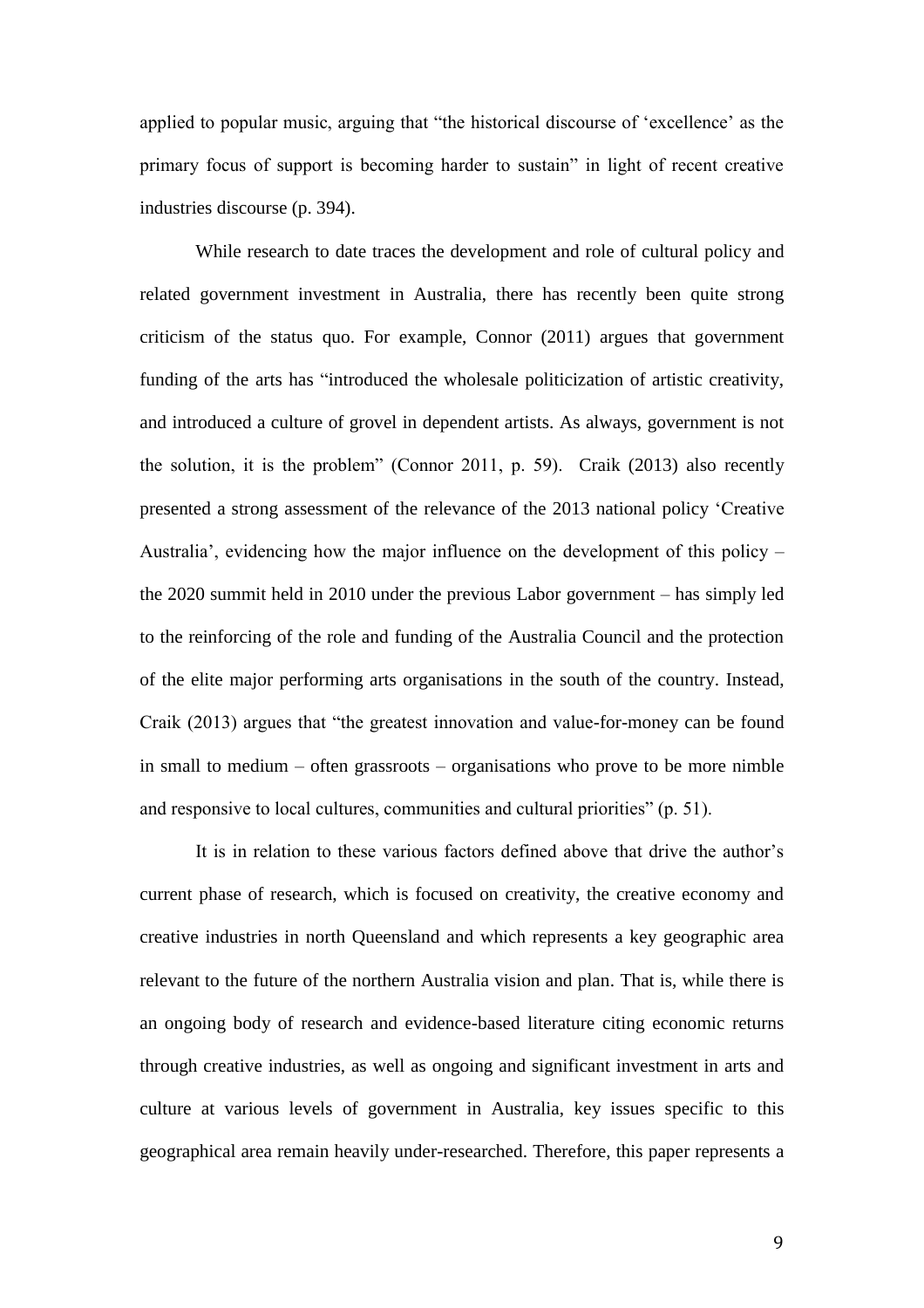applied to popular music, arguing that "the historical discourse of 'excellence' as the primary focus of support is becoming harder to sustain" in light of recent creative industries discourse (p. 394).

While research to date traces the development and role of cultural policy and related government investment in Australia, there has recently been quite strong criticism of the status quo. For example, Connor (2011) argues that government funding of the arts has "introduced the wholesale politicization of artistic creativity, and introduced a culture of grovel in dependent artists. As always, government is not the solution, it is the problem" (Connor 2011, p. 59). Craik (2013) also recently presented a strong assessment of the relevance of the 2013 national policy 'Creative Australia', evidencing how the major influence on the development of this policy – the 2020 summit held in 2010 under the previous Labor government – has simply led to the reinforcing of the role and funding of the Australia Council and the protection of the elite major performing arts organisations in the south of the country. Instead, Craik (2013) argues that "the greatest innovation and value-for-money can be found in small to medium – often grassroots – organisations who prove to be more nimble and responsive to local cultures, communities and cultural priorities" (p. 51).

It is in relation to these various factors defined above that drive the author's current phase of research, which is focused on creativity, the creative economy and creative industries in north Queensland and which represents a key geographic area relevant to the future of the northern Australia vision and plan. That is, while there is an ongoing body of research and evidence-based literature citing economic returns through creative industries, as well as ongoing and significant investment in arts and culture at various levels of government in Australia, key issues specific to this geographical area remain heavily under-researched. Therefore, this paper represents a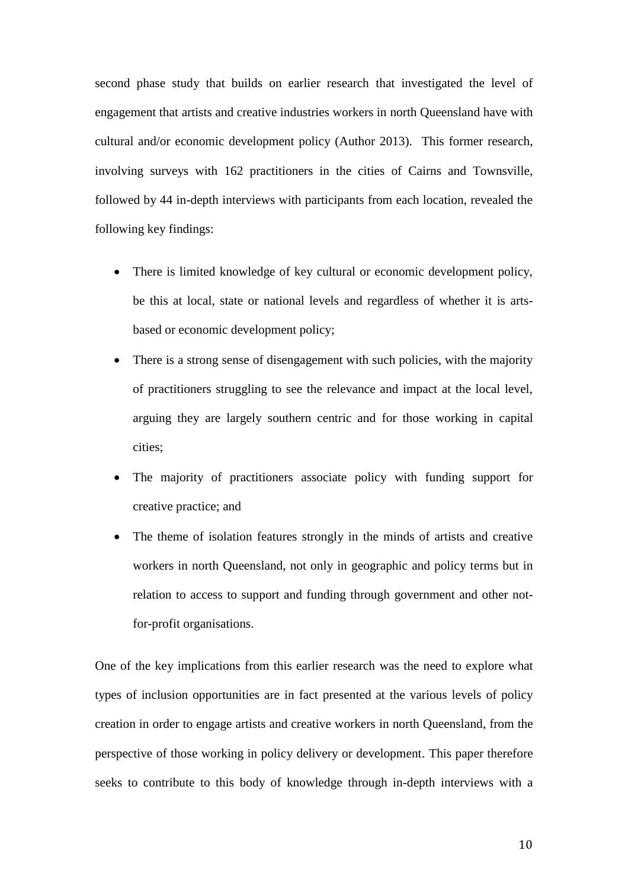second phase study that builds on earlier research that investigated the level of engagement that artists and creative industries workers in north Queensland have with cultural and/or economic development policy (Author 2013). This former research, involving surveys with 162 practitioners in the cities of Cairns and Townsville, followed by 44 in-depth interviews with participants from each location, revealed the following key findings:

- There is limited knowledge of key cultural or economic development policy, be this at local, state or national levels and regardless of whether it is arts-based or economic development policy;
- There is a strong sense of disengagement with such policies, with the majority of practitioners struggling to see the relevance and impact at the local level, arguing they are largely southern centric and for those working in capital cities;
- The majority of practitioners associate policy with funding support for creative practice; and
- The theme of isolation features strongly in the minds of artists and creative workers in north Queensland, not only in geographic and policy terms but in relation to access to support and funding through government and other not-for-profit organisations.

One of the key implications from this earlier research was the need to explore what types of inclusion opportunities are in fact presented at the various levels of policy creation in order to engage artists and creative workers in north Queensland, from the perspective of those working in policy delivery or development. This paper therefore seeks to contribute to this body of knowledge through in-depth interviews with a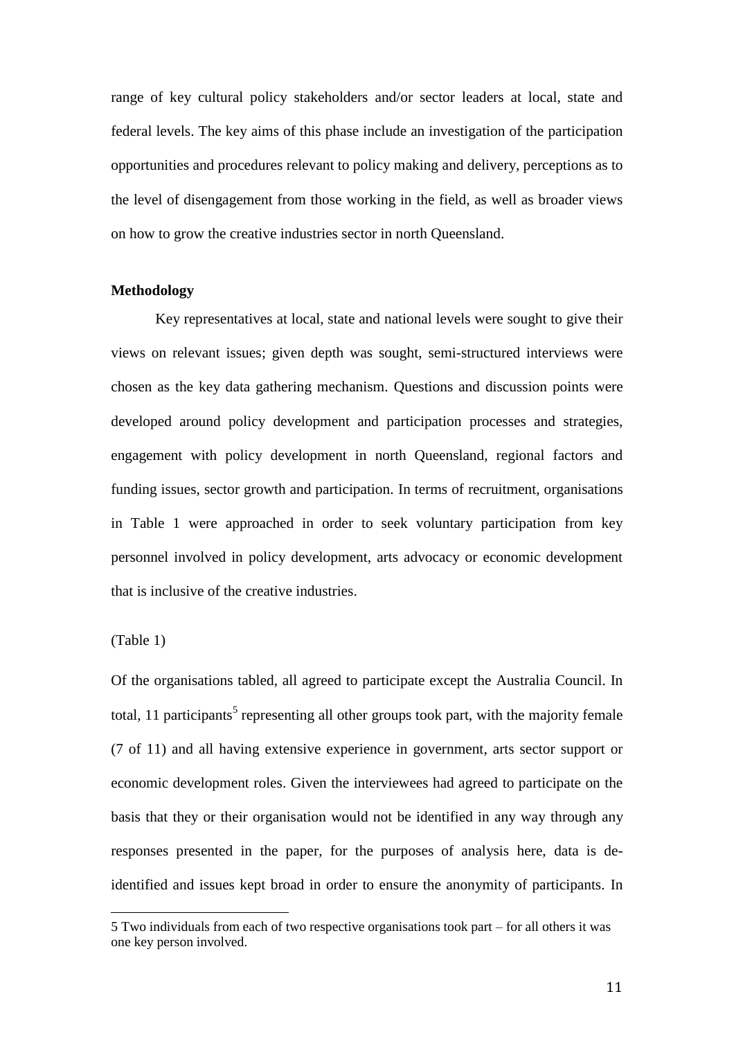range of key cultural policy stakeholders and/or sector leaders at local, state and federal levels. The key aims of this phase include an investigation of the participation opportunities and procedures relevant to policy making and delivery, perceptions as to the level of disengagement from those working in the field, as well as broader views on how to grow the creative industries sector in north Queensland.

### Methodology

Key representatives at local, state and national levels were sought to give their views on relevant issues; given depth was sought, semi-structured interviews were chosen as the key data gathering mechanism. Questions and discussion points were developed around policy development and participation processes and strategies, engagement with policy development in north Queensland, regional factors and funding issues, sector growth and participation. In terms of recruitment, organisations in Table 1 were approached in order to seek voluntary participation from key personnel involved in policy development, arts advocacy or economic development that is inclusive of the creative industries.

(Table 1)

Of the organisations tabled, all agreed to participate except the Australia Council. In total, 11 participants[5] representing all other groups took part, with the majority female (7 of 11) and all having extensive experience in government, arts sector support or economic development roles. Given the interviewees had agreed to participate on the basis that they or their organisation would not be identified in any way through any responses presented in the paper, for the purposes of analysis here, data is de-identified and issues kept broad in order to ensure the anonymity of participants. In

---

5 Two individuals from each of two respective organisations took part – for all others it was one key person involved.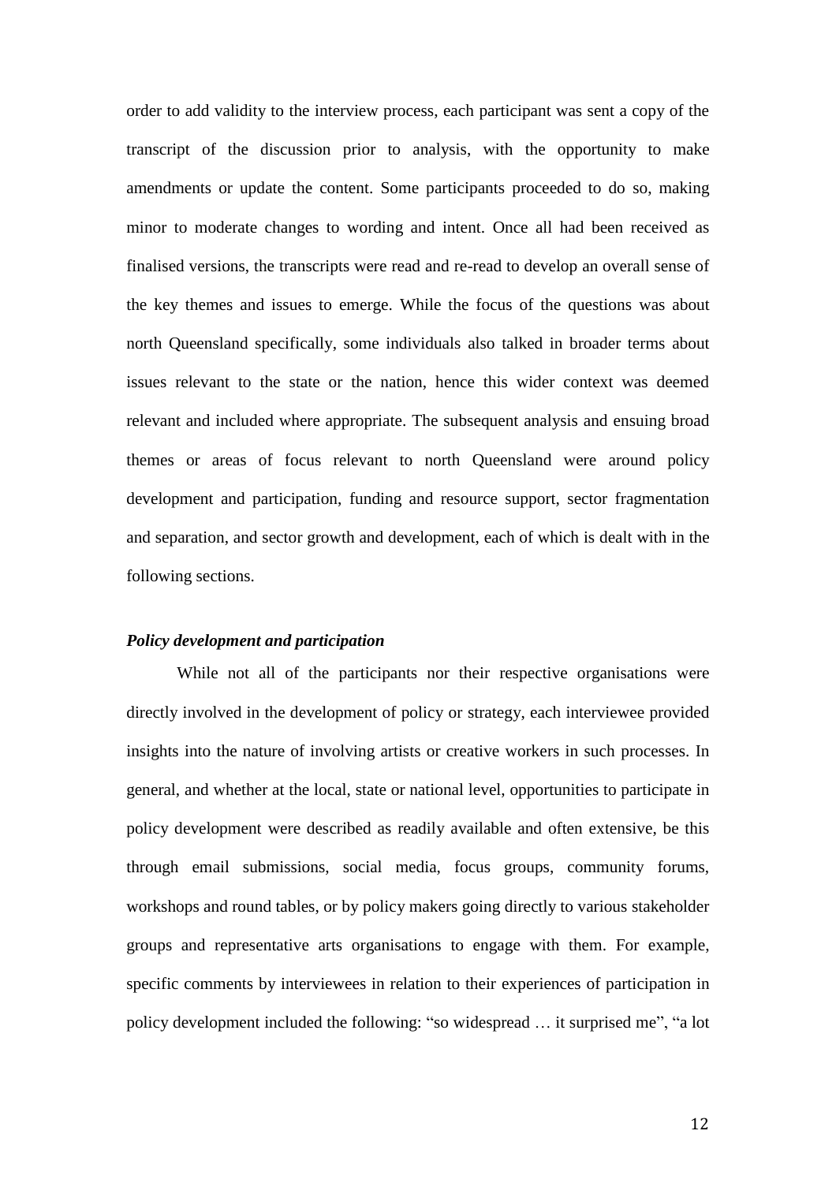order to add validity to the interview process, each participant was sent a copy of the transcript of the discussion prior to analysis, with the opportunity to make amendments or update the content. Some participants proceeded to do so, making minor to moderate changes to wording and intent. Once all had been received as finalised versions, the transcripts were read and re-read to develop an overall sense of the key themes and issues to emerge. While the focus of the questions was about north Queensland specifically, some individuals also talked in broader terms about issues relevant to the state or the nation, hence this wider context was deemed relevant and included where appropriate. The subsequent analysis and ensuing broad themes or areas of focus relevant to north Queensland were around policy development and participation, funding and resource support, sector fragmentation and separation, and sector growth and development, each of which is dealt with in the following sections.

***Policy development and participation***

While not all of the participants nor their respective organisations were directly involved in the development of policy or strategy, each interviewee provided insights into the nature of involving artists or creative workers in such processes. In general, and whether at the local, state or national level, opportunities to participate in policy development were described as readily available and often extensive, be this through email submissions, social media, focus groups, community forums, workshops and round tables, or by policy makers going directly to various stakeholder groups and representative arts organisations to engage with them. For example, specific comments by interviewees in relation to their experiences of participation in policy development included the following: "so widespread … it surprised me", "a lot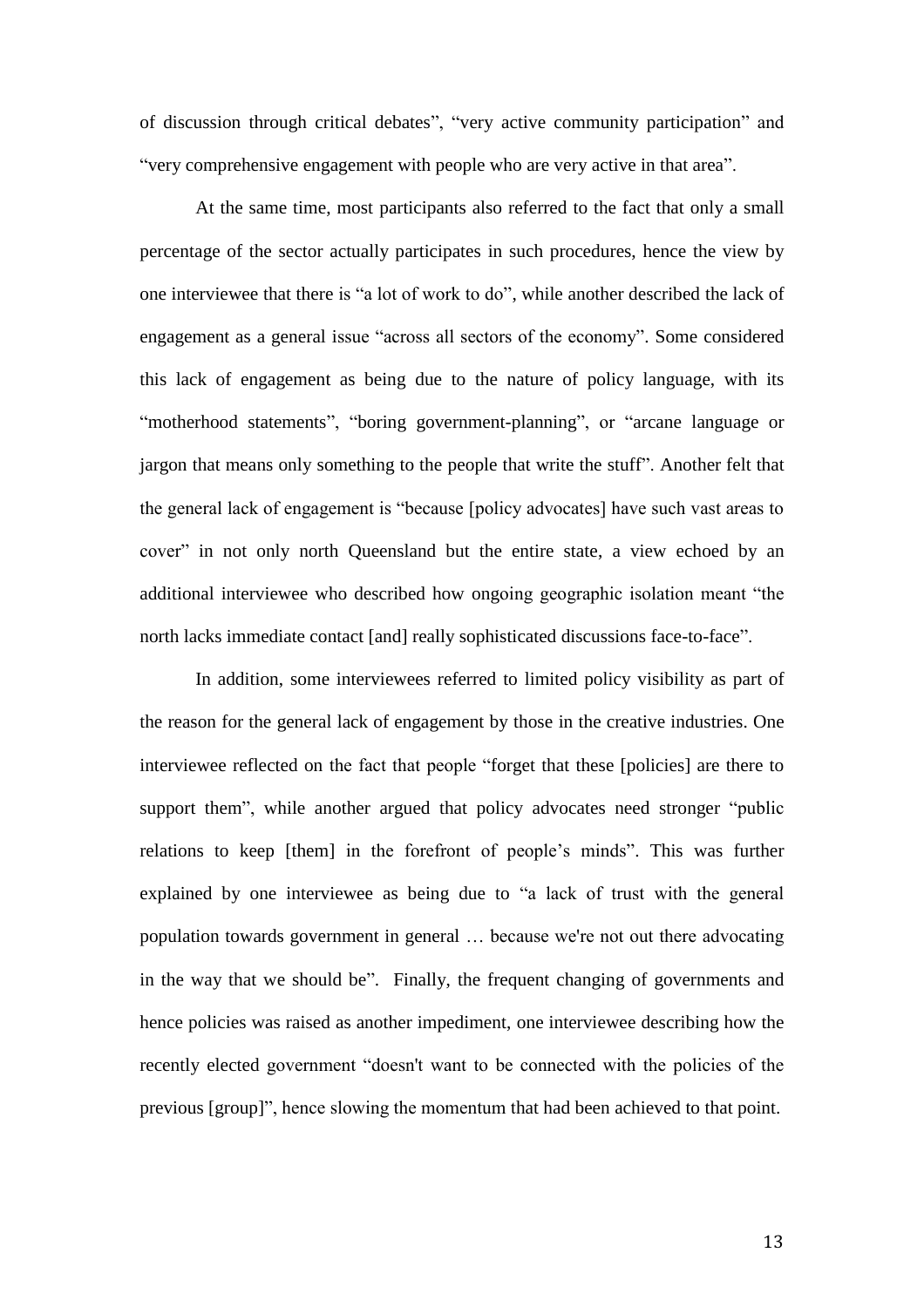of discussion through critical debates", "very active community participation" and "very comprehensive engagement with people who are very active in that area".

At the same time, most participants also referred to the fact that only a small percentage of the sector actually participates in such procedures, hence the view by one interviewee that there is "a lot of work to do", while another described the lack of engagement as a general issue "across all sectors of the economy". Some considered this lack of engagement as being due to the nature of policy language, with its "motherhood statements", "boring government-planning", or "arcane language or jargon that means only something to the people that write the stuff". Another felt that the general lack of engagement is "because [policy advocates] have such vast areas to cover" in not only north Queensland but the entire state, a view echoed by an additional interviewee who described how ongoing geographic isolation meant "the north lacks immediate contact [and] really sophisticated discussions face-to-face".

In addition, some interviewees referred to limited policy visibility as part of the reason for the general lack of engagement by those in the creative industries. One interviewee reflected on the fact that people "forget that these [policies] are there to support them", while another argued that policy advocates need stronger "public relations to keep [them] in the forefront of people's minds". This was further explained by one interviewee as being due to "a lack of trust with the general population towards government in general … because we're not out there advocating in the way that we should be". Finally, the frequent changing of governments and hence policies was raised as another impediment, one interviewee describing how the recently elected government "doesn't want to be connected with the policies of the previous [group]", hence slowing the momentum that had been achieved to that point.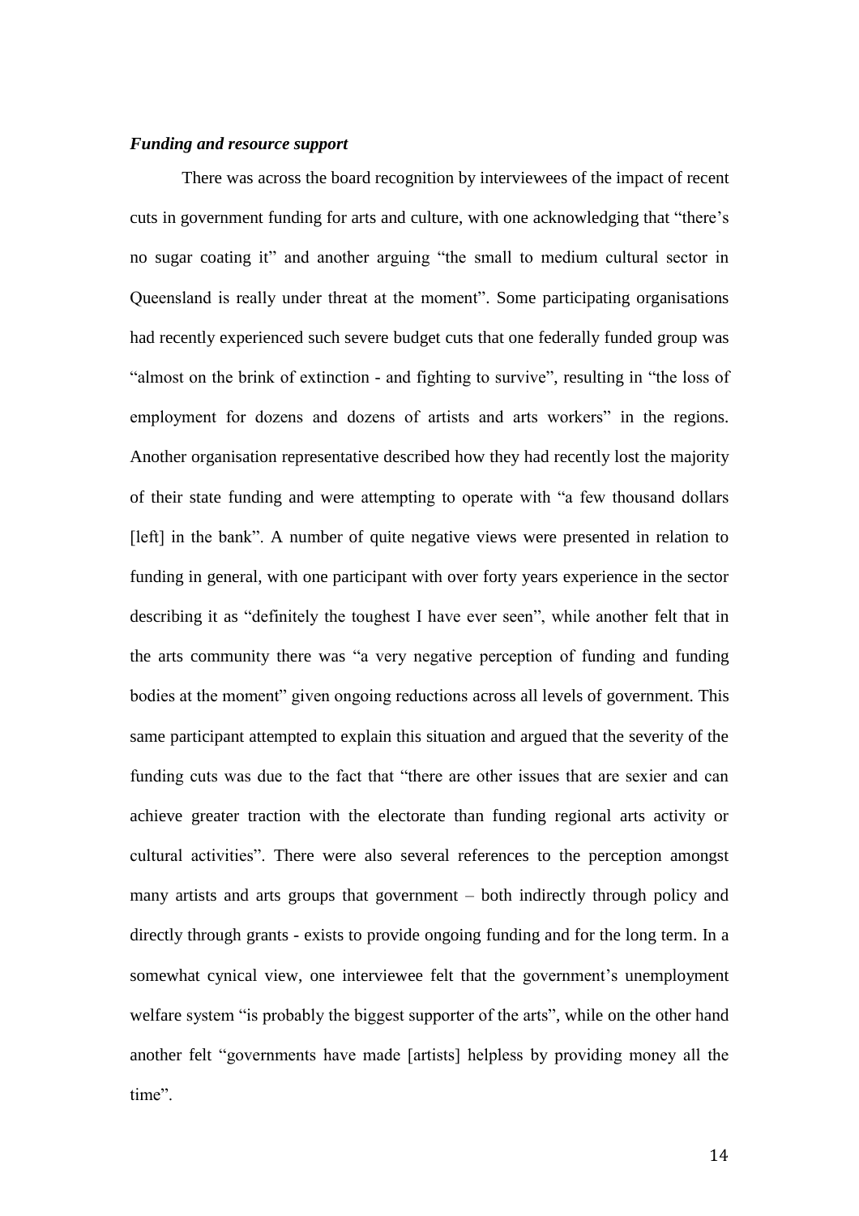### *Funding and resource support*

There was across the board recognition by interviewees of the impact of recent cuts in government funding for arts and culture, with one acknowledging that "there's no sugar coating it" and another arguing "the small to medium cultural sector in Queensland is really under threat at the moment". Some participating organisations had recently experienced such severe budget cuts that one federally funded group was "almost on the brink of extinction - and fighting to survive", resulting in "the loss of employment for dozens and dozens of artists and arts workers" in the regions. Another organisation representative described how they had recently lost the majority of their state funding and were attempting to operate with "a few thousand dollars [left] in the bank". A number of quite negative views were presented in relation to funding in general, with one participant with over forty years experience in the sector describing it as "definitely the toughest I have ever seen", while another felt that in the arts community there was "a very negative perception of funding and funding bodies at the moment" given ongoing reductions across all levels of government. This same participant attempted to explain this situation and argued that the severity of the funding cuts was due to the fact that "there are other issues that are sexier and can achieve greater traction with the electorate than funding regional arts activity or cultural activities". There were also several references to the perception amongst many artists and arts groups that government – both indirectly through policy and directly through grants - exists to provide ongoing funding and for the long term. In a somewhat cynical view, one interviewee felt that the government's unemployment welfare system "is probably the biggest supporter of the arts", while on the other hand another felt "governments have made [artists] helpless by providing money all the time".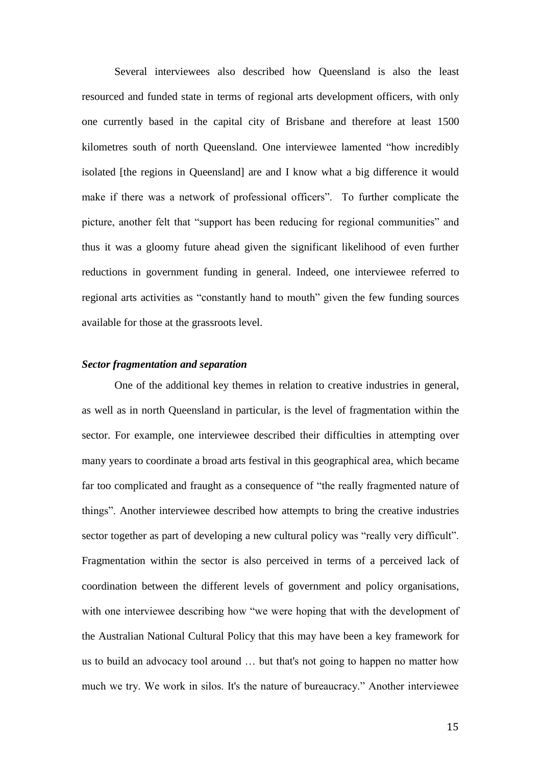Several interviewees also described how Queensland is also the least resourced and funded state in terms of regional arts development officers, with only one currently based in the capital city of Brisbane and therefore at least 1500 kilometres south of north Queensland. One interviewee lamented "how incredibly isolated [the regions in Queensland] are and I know what a big difference it would make if there was a network of professional officers". To further complicate the picture, another felt that "support has been reducing for regional communities" and thus it was a gloomy future ahead given the significant likelihood of even further reductions in government funding in general. Indeed, one interviewee referred to regional arts activities as "constantly hand to mouth" given the few funding sources available for those at the grassroots level.

***Sector fragmentation and separation***

One of the additional key themes in relation to creative industries in general, as well as in north Queensland in particular, is the level of fragmentation within the sector. For example, one interviewee described their difficulties in attempting over many years to coordinate a broad arts festival in this geographical area, which became far too complicated and fraught as a consequence of "the really fragmented nature of things". Another interviewee described how attempts to bring the creative industries sector together as part of developing a new cultural policy was "really very difficult". Fragmentation within the sector is also perceived in terms of a perceived lack of coordination between the different levels of government and policy organisations, with one interviewee describing how "we were hoping that with the development of the Australian National Cultural Policy that this may have been a key framework for us to build an advocacy tool around … but that's not going to happen no matter how much we try. We work in silos. It's the nature of bureaucracy." Another interviewee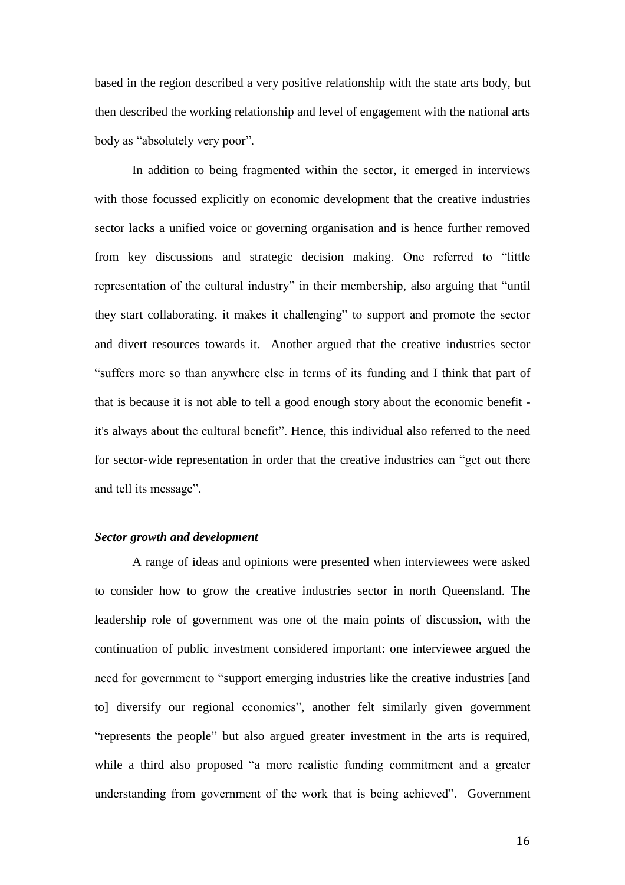based in the region described a very positive relationship with the state arts body, but then described the working relationship and level of engagement with the national arts body as "absolutely very poor".

In addition to being fragmented within the sector, it emerged in interviews with those focussed explicitly on economic development that the creative industries sector lacks a unified voice or governing organisation and is hence further removed from key discussions and strategic decision making. One referred to "little representation of the cultural industry" in their membership, also arguing that "until they start collaborating, it makes it challenging" to support and promote the sector and divert resources towards it. Another argued that the creative industries sector "suffers more so than anywhere else in terms of its funding and I think that part of that is because it is not able to tell a good enough story about the economic benefit - it's always about the cultural benefit". Hence, this individual also referred to the need for sector-wide representation in order that the creative industries can "get out there and tell its message".

***Sector growth and development***

A range of ideas and opinions were presented when interviewees were asked to consider how to grow the creative industries sector in north Queensland. The leadership role of government was one of the main points of discussion, with the continuation of public investment considered important: one interviewee argued the need for government to "support emerging industries like the creative industries [and to] diversify our regional economies", another felt similarly given government "represents the people" but also argued greater investment in the arts is required, while a third also proposed "a more realistic funding commitment and a greater understanding from government of the work that is being achieved". Government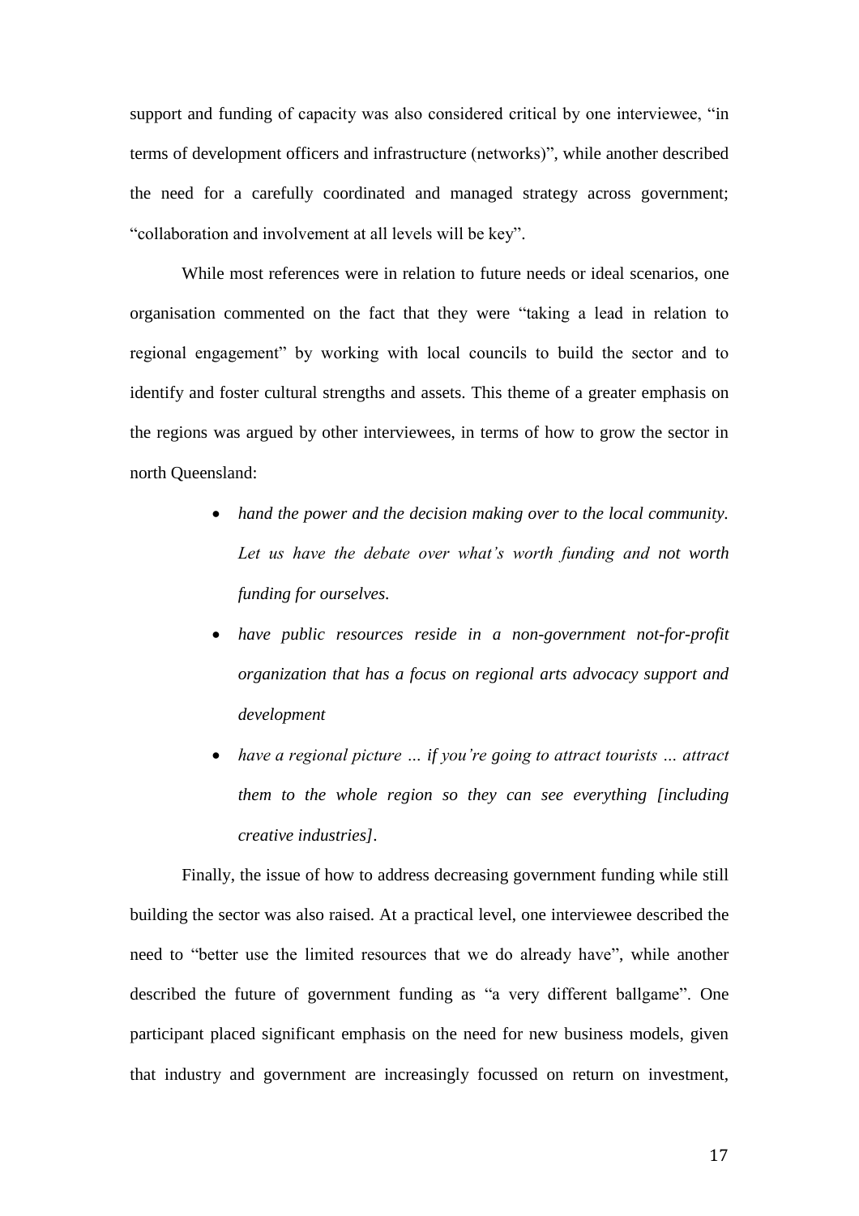support and funding of capacity was also considered critical by one interviewee, "in terms of development officers and infrastructure (networks)", while another described the need for a carefully coordinated and managed strategy across government; "collaboration and involvement at all levels will be key".

While most references were in relation to future needs or ideal scenarios, one organisation commented on the fact that they were "taking a lead in relation to regional engagement" by working with local councils to build the sector and to identify and foster cultural strengths and assets. This theme of a greater emphasis on the regions was argued by other interviewees, in terms of how to grow the sector in north Queensland:

- *hand the power and the decision making over to the local community. Let us have the debate over what's worth funding and* not worth *funding for ourselves.*
- *have public resources reside in a non-government not-for-profit organization that has a focus on regional arts advocacy support and development*
- *have a regional picture … if you're going to attract tourists … attract them to the whole region so they can see everything [including creative industries].*

Finally, the issue of how to address decreasing government funding while still building the sector was also raised. At a practical level, one interviewee described the need to "better use the limited resources that we do already have", while another described the future of government funding as "a very different ballgame". One participant placed significant emphasis on the need for new business models, given that industry and government are increasingly focussed on return on investment,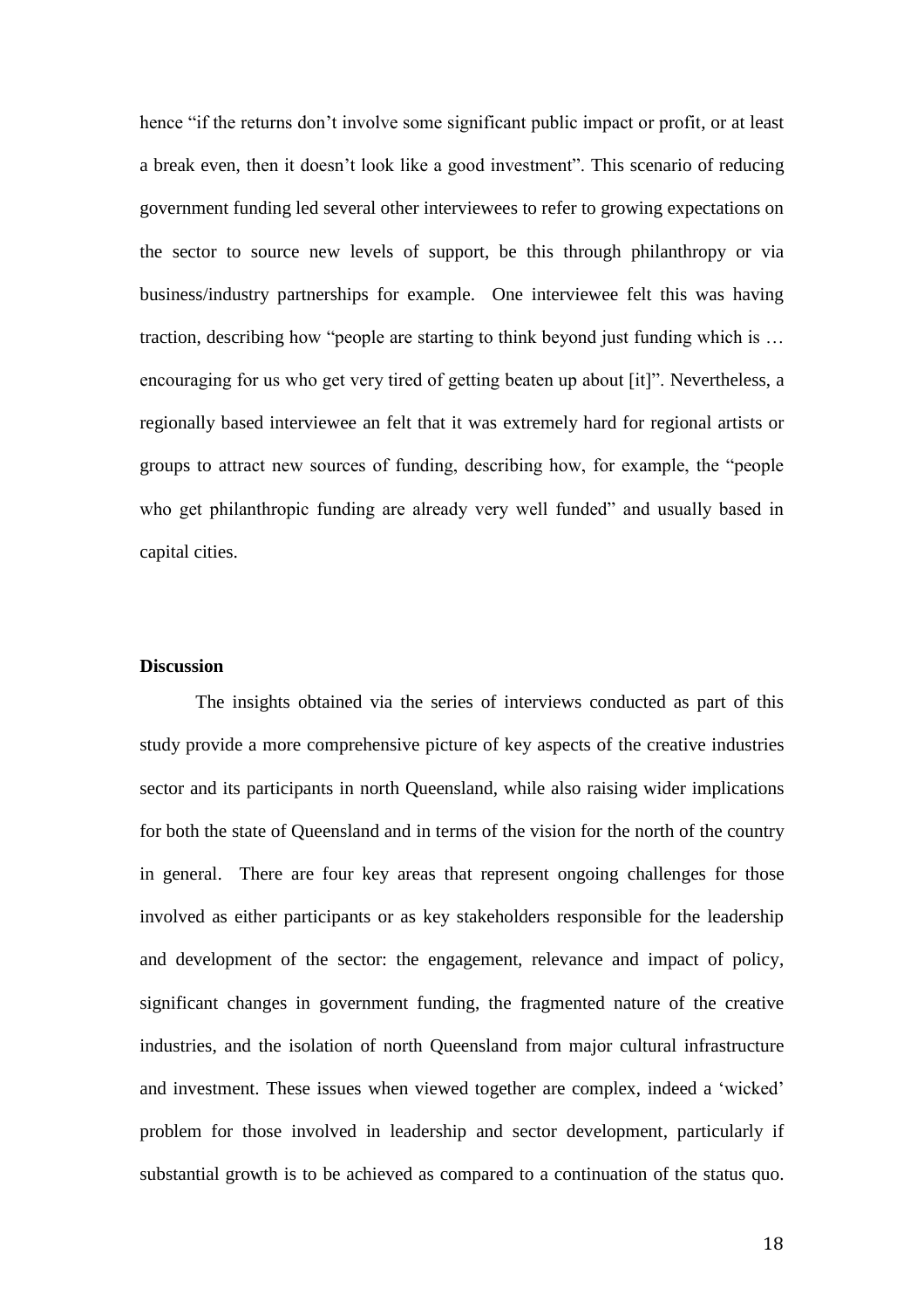hence "if the returns don't involve some significant public impact or profit, or at least a break even, then it doesn't look like a good investment". This scenario of reducing government funding led several other interviewees to refer to growing expectations on the sector to source new levels of support, be this through philanthropy or via business/industry partnerships for example. One interviewee felt this was having traction, describing how "people are starting to think beyond just funding which is … encouraging for us who get very tired of getting beaten up about [it]". Nevertheless, a regionally based interviewee an felt that it was extremely hard for regional artists or groups to attract new sources of funding, describing how, for example, the "people who get philanthropic funding are already very well funded" and usually based in capital cities.

**Discussion**

The insights obtained via the series of interviews conducted as part of this study provide a more comprehensive picture of key aspects of the creative industries sector and its participants in north Queensland, while also raising wider implications for both the state of Queensland and in terms of the vision for the north of the country in general. There are four key areas that represent ongoing challenges for those involved as either participants or as key stakeholders responsible for the leadership and development of the sector: the engagement, relevance and impact of policy, significant changes in government funding, the fragmented nature of the creative industries, and the isolation of north Queensland from major cultural infrastructure and investment. These issues when viewed together are complex, indeed a 'wicked' problem for those involved in leadership and sector development, particularly if substantial growth is to be achieved as compared to a continuation of the status quo.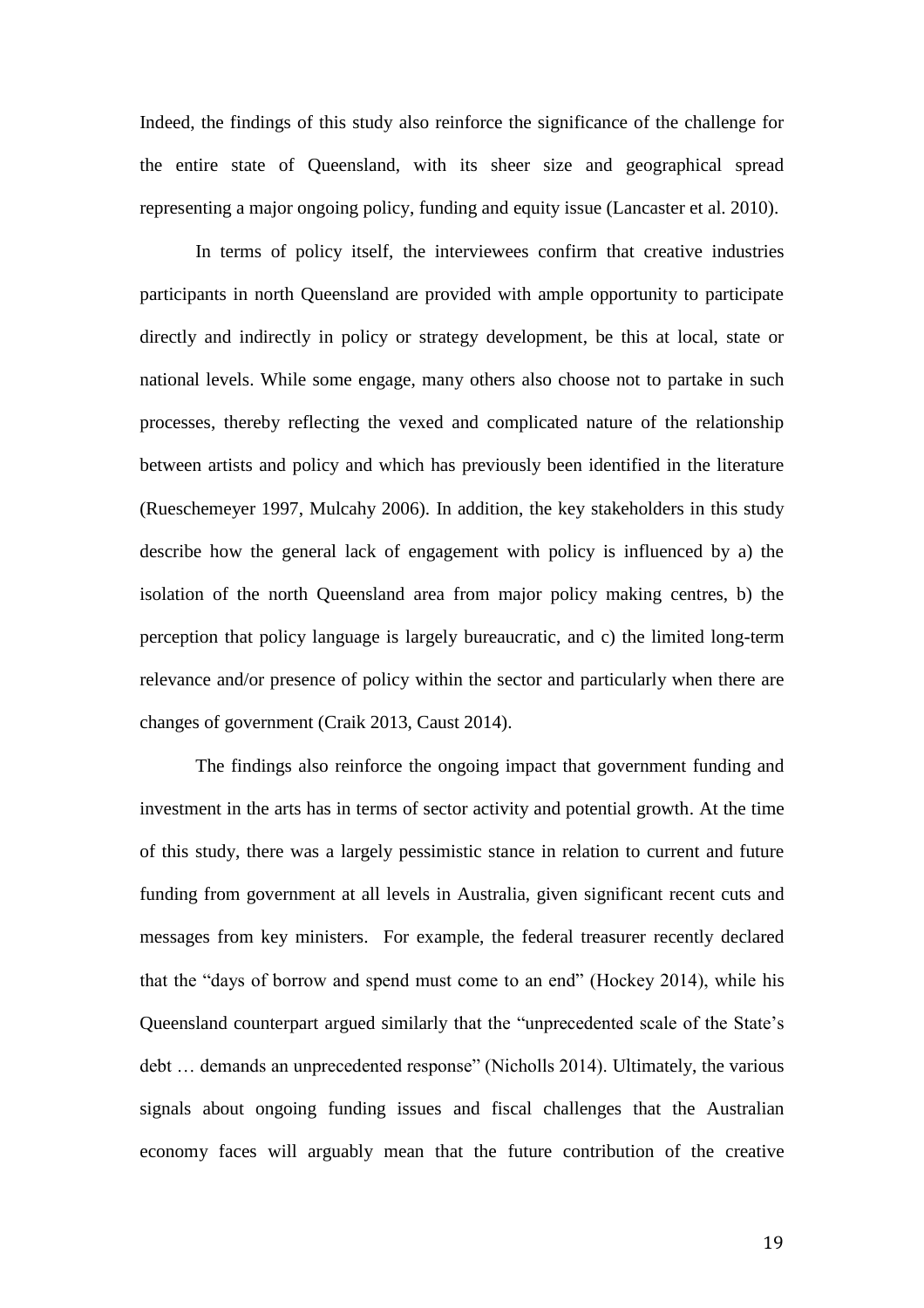Indeed, the findings of this study also reinforce the significance of the challenge for the entire state of Queensland, with its sheer size and geographical spread representing a major ongoing policy, funding and equity issue (Lancaster et al. 2010).

In terms of policy itself, the interviewees confirm that creative industries participants in north Queensland are provided with ample opportunity to participate directly and indirectly in policy or strategy development, be this at local, state or national levels. While some engage, many others also choose not to partake in such processes, thereby reflecting the vexed and complicated nature of the relationship between artists and policy and which has previously been identified in the literature (Rueschemeyer 1997, Mulcahy 2006). In addition, the key stakeholders in this study describe how the general lack of engagement with policy is influenced by a) the isolation of the north Queensland area from major policy making centres, b) the perception that policy language is largely bureaucratic, and c) the limited long-term relevance and/or presence of policy within the sector and particularly when there are changes of government (Craik 2013, Caust 2014).

The findings also reinforce the ongoing impact that government funding and investment in the arts has in terms of sector activity and potential growth. At the time of this study, there was a largely pessimistic stance in relation to current and future funding from government at all levels in Australia, given significant recent cuts and messages from key ministers. For example, the federal treasurer recently declared that the "days of borrow and spend must come to an end" (Hockey 2014), while his Queensland counterpart argued similarly that the "unprecedented scale of the State's debt … demands an unprecedented response" (Nicholls 2014). Ultimately, the various signals about ongoing funding issues and fiscal challenges that the Australian economy faces will arguably mean that the future contribution of the creative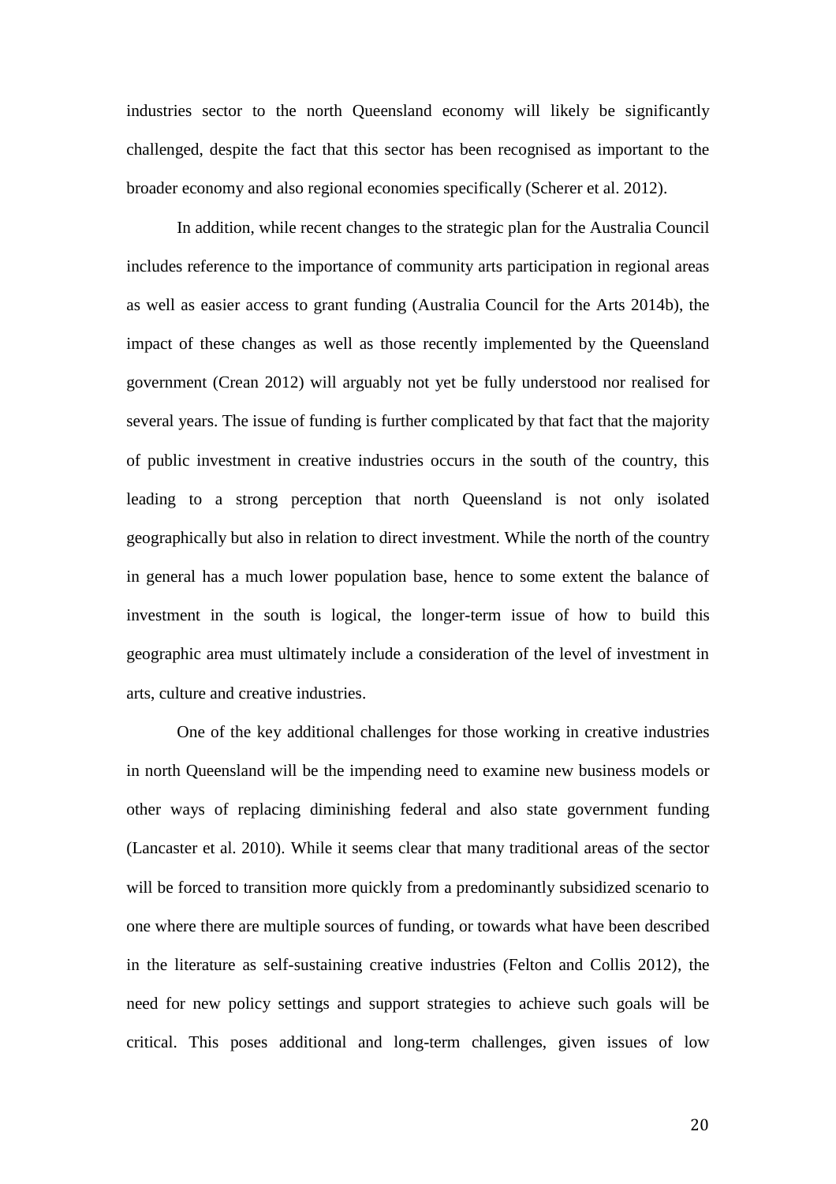industries sector to the north Queensland economy will likely be significantly challenged, despite the fact that this sector has been recognised as important to the broader economy and also regional economies specifically (Scherer et al. 2012).

In addition, while recent changes to the strategic plan for the Australia Council includes reference to the importance of community arts participation in regional areas as well as easier access to grant funding (Australia Council for the Arts 2014b), the impact of these changes as well as those recently implemented by the Queensland government (Crean 2012) will arguably not yet be fully understood nor realised for several years. The issue of funding is further complicated by that fact that the majority of public investment in creative industries occurs in the south of the country, this leading to a strong perception that north Queensland is not only isolated geographically but also in relation to direct investment. While the north of the country in general has a much lower population base, hence to some extent the balance of investment in the south is logical, the longer-term issue of how to build this geographic area must ultimately include a consideration of the level of investment in arts, culture and creative industries.

One of the key additional challenges for those working in creative industries in north Queensland will be the impending need to examine new business models or other ways of replacing diminishing federal and also state government funding (Lancaster et al. 2010). While it seems clear that many traditional areas of the sector will be forced to transition more quickly from a predominantly subsidized scenario to one where there are multiple sources of funding, or towards what have been described in the literature as self-sustaining creative industries (Felton and Collis 2012), the need for new policy settings and support strategies to achieve such goals will be critical. This poses additional and long-term challenges, given issues of low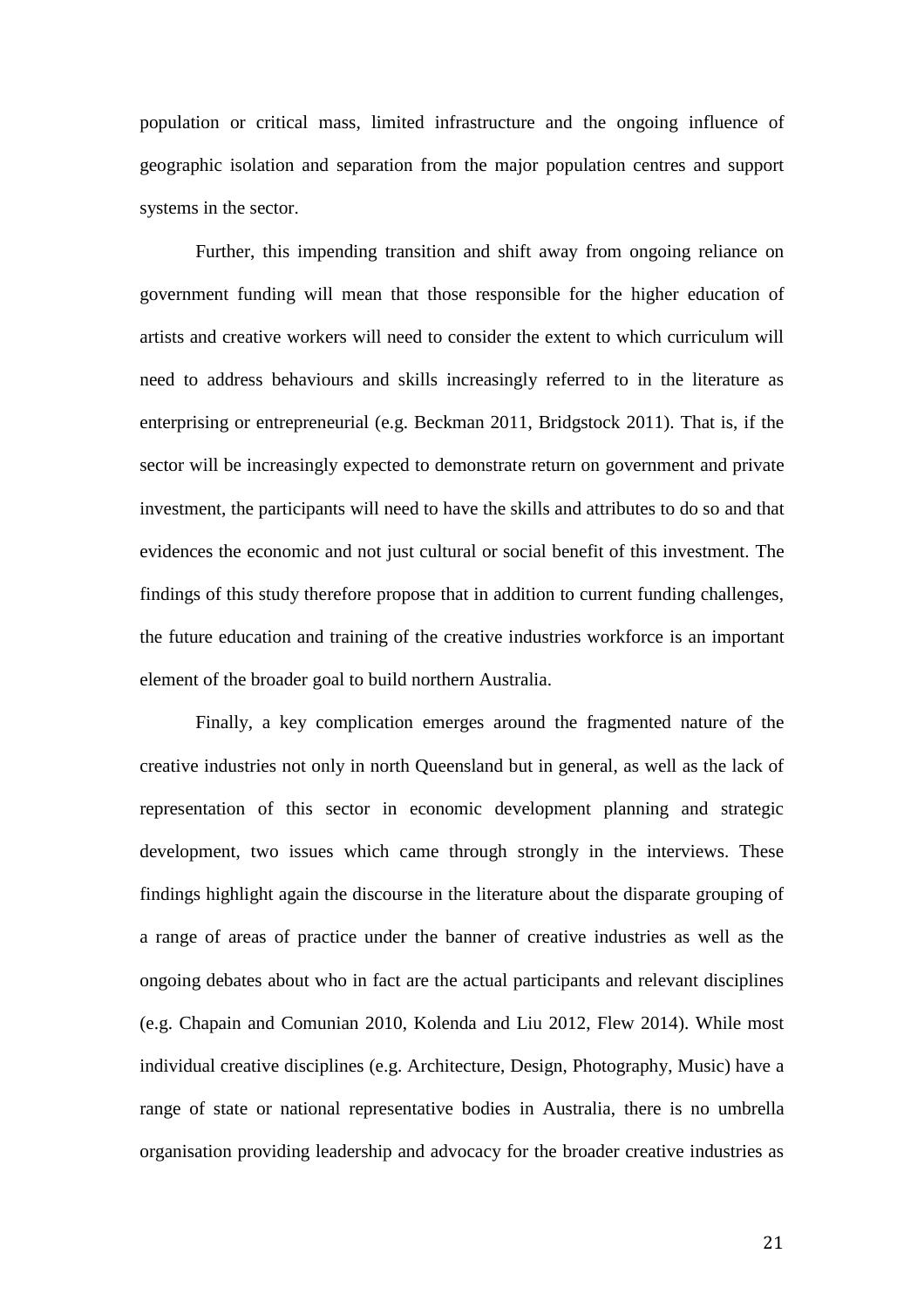population or critical mass, limited infrastructure and the ongoing influence of geographic isolation and separation from the major population centres and support systems in the sector.

Further, this impending transition and shift away from ongoing reliance on government funding will mean that those responsible for the higher education of artists and creative workers will need to consider the extent to which curriculum will need to address behaviours and skills increasingly referred to in the literature as enterprising or entrepreneurial (e.g. Beckman 2011, Bridgstock 2011). That is, if the sector will be increasingly expected to demonstrate return on government and private investment, the participants will need to have the skills and attributes to do so and that evidences the economic and not just cultural or social benefit of this investment. The findings of this study therefore propose that in addition to current funding challenges, the future education and training of the creative industries workforce is an important element of the broader goal to build northern Australia.

Finally, a key complication emerges around the fragmented nature of the creative industries not only in north Queensland but in general, as well as the lack of representation of this sector in economic development planning and strategic development, two issues which came through strongly in the interviews. These findings highlight again the discourse in the literature about the disparate grouping of a range of areas of practice under the banner of creative industries as well as the ongoing debates about who in fact are the actual participants and relevant disciplines (e.g. Chapain and Comunian 2010, Kolenda and Liu 2012, Flew 2014). While most individual creative disciplines (e.g. Architecture, Design, Photography, Music) have a range of state or national representative bodies in Australia, there is no umbrella organisation providing leadership and advocacy for the broader creative industries as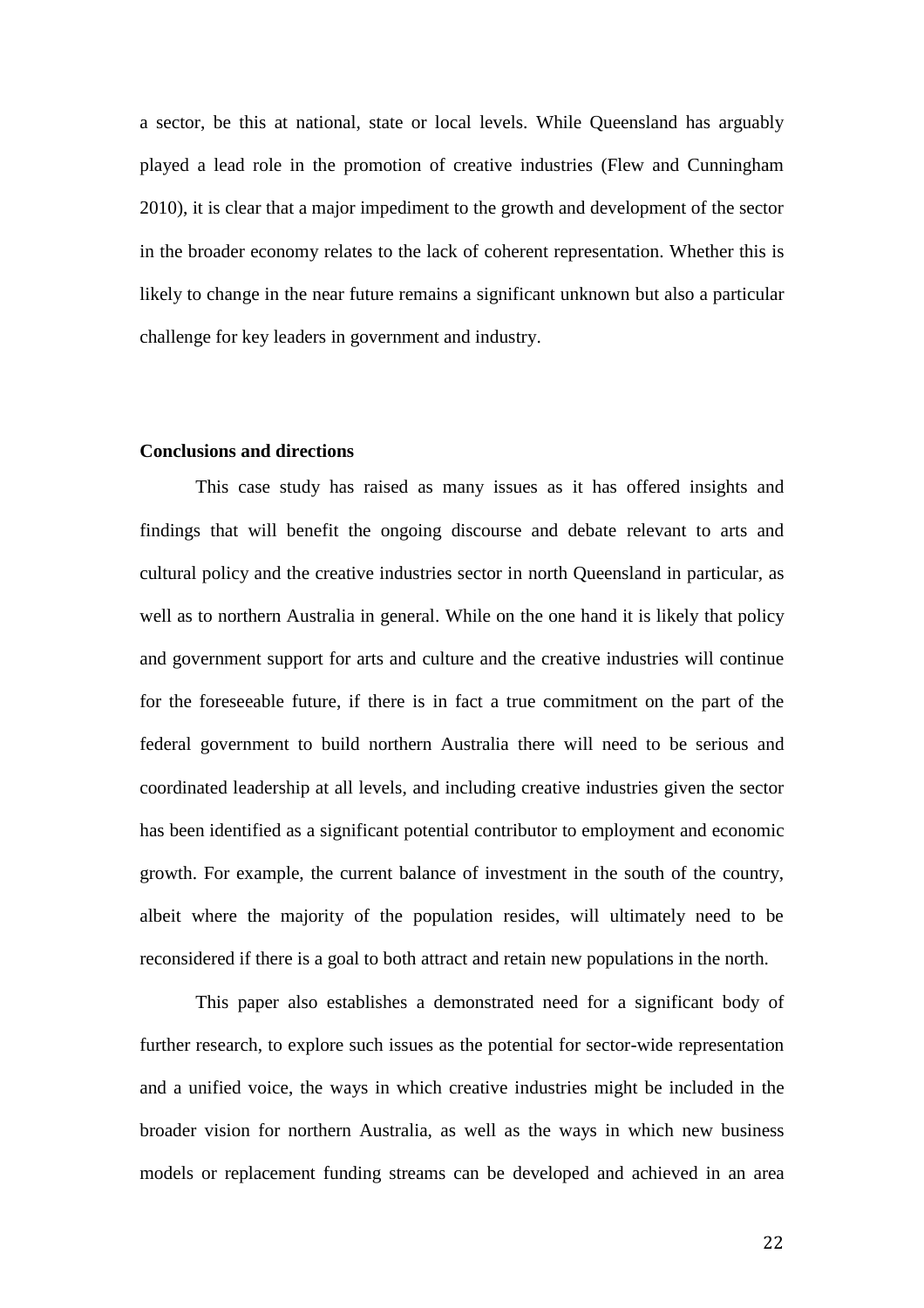a sector, be this at national, state or local levels. While Queensland has arguably played a lead role in the promotion of creative industries (Flew and Cunningham 2010), it is clear that a major impediment to the growth and development of the sector in the broader economy relates to the lack of coherent representation. Whether this is likely to change in the near future remains a significant unknown but also a particular challenge for key leaders in government and industry.

**Conclusions and directions**

This case study has raised as many issues as it has offered insights and findings that will benefit the ongoing discourse and debate relevant to arts and cultural policy and the creative industries sector in north Queensland in particular, as well as to northern Australia in general. While on the one hand it is likely that policy and government support for arts and culture and the creative industries will continue for the foreseeable future, if there is in fact a true commitment on the part of the federal government to build northern Australia there will need to be serious and coordinated leadership at all levels, and including creative industries given the sector has been identified as a significant potential contributor to employment and economic growth. For example, the current balance of investment in the south of the country, albeit where the majority of the population resides, will ultimately need to be reconsidered if there is a goal to both attract and retain new populations in the north.

This paper also establishes a demonstrated need for a significant body of further research, to explore such issues as the potential for sector-wide representation and a unified voice, the ways in which creative industries might be included in the broader vision for northern Australia, as well as the ways in which new business models or replacement funding streams can be developed and achieved in an area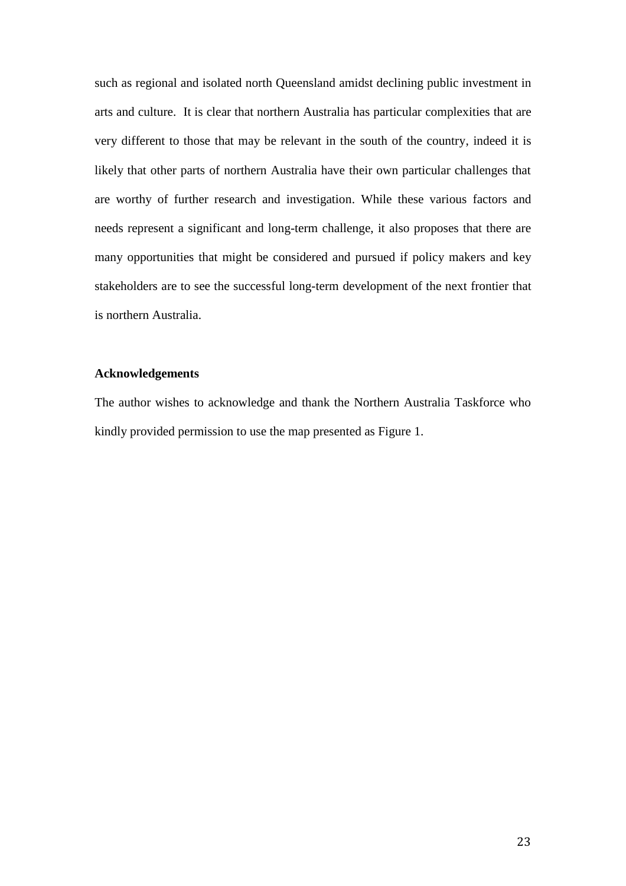such as regional and isolated north Queensland amidst declining public investment in arts and culture. It is clear that northern Australia has particular complexities that are very different to those that may be relevant in the south of the country, indeed it is likely that other parts of northern Australia have their own particular challenges that are worthy of further research and investigation. While these various factors and needs represent a significant and long-term challenge, it also proposes that there are many opportunities that might be considered and pursued if policy makers and key stakeholders are to see the successful long-term development of the next frontier that is northern Australia.

**Acknowledgements**

The author wishes to acknowledge and thank the Northern Australia Taskforce who kindly provided permission to use the map presented as Figure 1.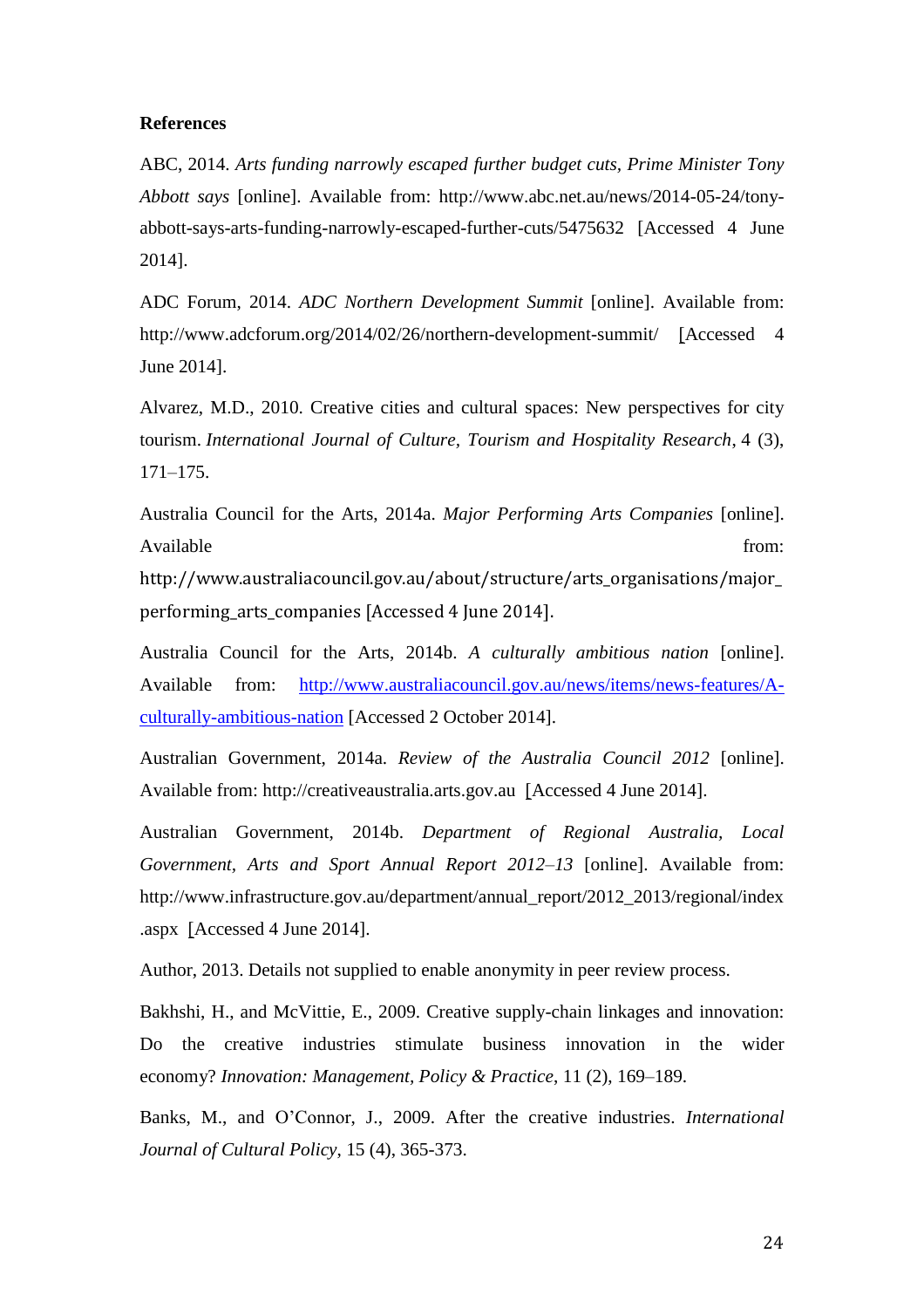**References**

ABC, 2014. *Arts funding narrowly escaped further budget cuts, Prime Minister Tony Abbott says* [online]. Available from: http://www.abc.net.au/news/2014-05-24/tony-abbott-says-arts-funding-narrowly-escaped-further-cuts/5475632 [Accessed 4 June 2014].

ADC Forum, 2014. *ADC Northern Development Summit* [online]. Available from: http://www.adcforum.org/2014/02/26/northern-development-summit/ [Accessed 4 June 2014].

Alvarez, M.D., 2010. Creative cities and cultural spaces: New perspectives for city tourism. *International Journal of Culture, Tourism and Hospitality Research*, 4 (3), 171–175.

Australia Council for the Arts, 2014a. *Major Performing Arts Companies* [online]. Available from: http://www.australiacouncil.gov.au/about/structure/arts_organisations/major_performing_arts_companies [Accessed 4 June 2014].

Australia Council for the Arts, 2014b. *A culturally ambitious nation* [online]. Available from: http://www.australiacouncil.gov.au/news/items/news-features/A-culturally-ambitious-nation [Accessed 2 October 2014].

Australian Government, 2014a. *Review of the Australia Council 2012* [online]. Available from: http://creativeaustralia.arts.gov.au [Accessed 4 June 2014].

Australian Government, 2014b. *Department of Regional Australia, Local Government, Arts and Sport Annual Report 2012–13* [online]. Available from: http://www.infrastructure.gov.au/department/annual_report/2012_2013/regional/index.aspx [Accessed 4 June 2014].

Author, 2013. Details not supplied to enable anonymity in peer review process.

Bakhshi, H., and McVittie, E., 2009. Creative supply-chain linkages and innovation: Do the creative industries stimulate business innovation in the wider economy? *Innovation: Management, Policy & Practice*, 11 (2), 169–189.

Banks, M., and O'Connor, J., 2009. After the creative industries. *International Journal of Cultural Policy*, 15 (4), 365-373.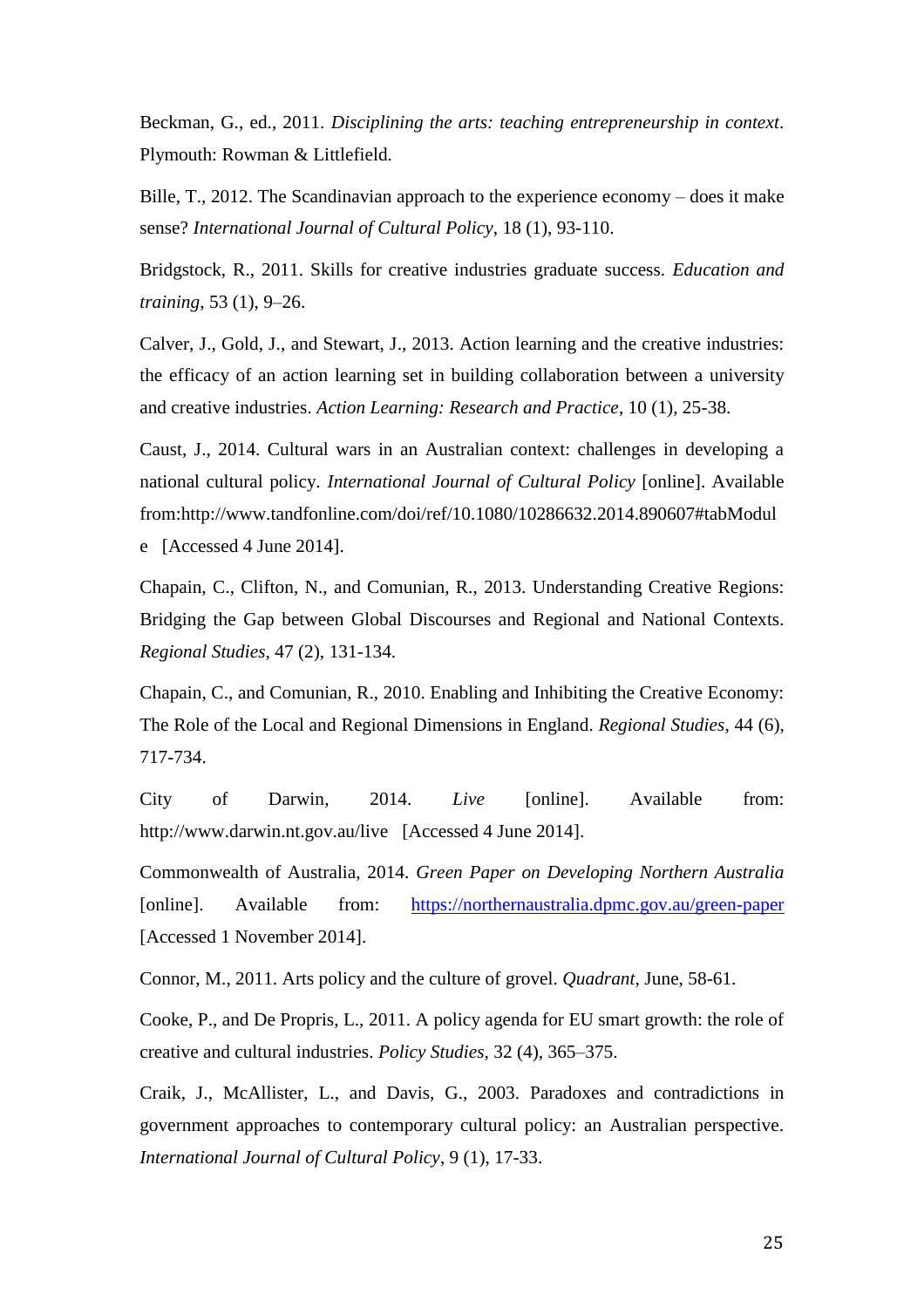Beckman, G., ed., 2011. *Disciplining the arts: teaching entrepreneurship in context*. Plymouth: Rowman & Littlefield.

Bille, T., 2012. The Scandinavian approach to the experience economy – does it make sense? *International Journal of Cultural Policy*, 18 (1), 93-110.

Bridgstock, R., 2011. Skills for creative industries graduate success. *Education and training*, 53 (1), 9–26.

Calver, J., Gold, J., and Stewart, J., 2013. Action learning and the creative industries: the efficacy of an action learning set in building collaboration between a university and creative industries. *Action Learning: Research and Practice*, 10 (1), 25-38.

Caust, J., 2014. Cultural wars in an Australian context: challenges in developing a national cultural policy. *International Journal of Cultural Policy* [online]. Available from:http://www.tandfonline.com/doi/ref/10.1080/10286632.2014.890607#tabModule [Accessed 4 June 2014].

Chapain, C., Clifton, N., and Comunian, R., 2013. Understanding Creative Regions: Bridging the Gap between Global Discourses and Regional and National Contexts. *Regional Studies*, 47 (2), 131-134.

Chapain, C., and Comunian, R., 2010. Enabling and Inhibiting the Creative Economy: The Role of the Local and Regional Dimensions in England. *Regional Studies*, 44 (6), 717-734.

City of Darwin, 2014. *Live* [online]. Available from: http://www.darwin.nt.gov.au/live [Accessed 4 June 2014].

Commonwealth of Australia, 2014. *Green Paper on Developing Northern Australia* [online]. Available from: https://northernaustralia.dpmc.gov.au/green-paper [Accessed 1 November 2014].

Connor, M., 2011. Arts policy and the culture of grovel. *Quadrant*, June, 58-61.

Cooke, P., and De Propris, L., 2011. A policy agenda for EU smart growth: the role of creative and cultural industries. *Policy Studies*, 32 (4), 365–375.

Craik, J., McAllister, L., and Davis, G., 2003. Paradoxes and contradictions in government approaches to contemporary cultural policy: an Australian perspective. *International Journal of Cultural Policy*, 9 (1), 17-33.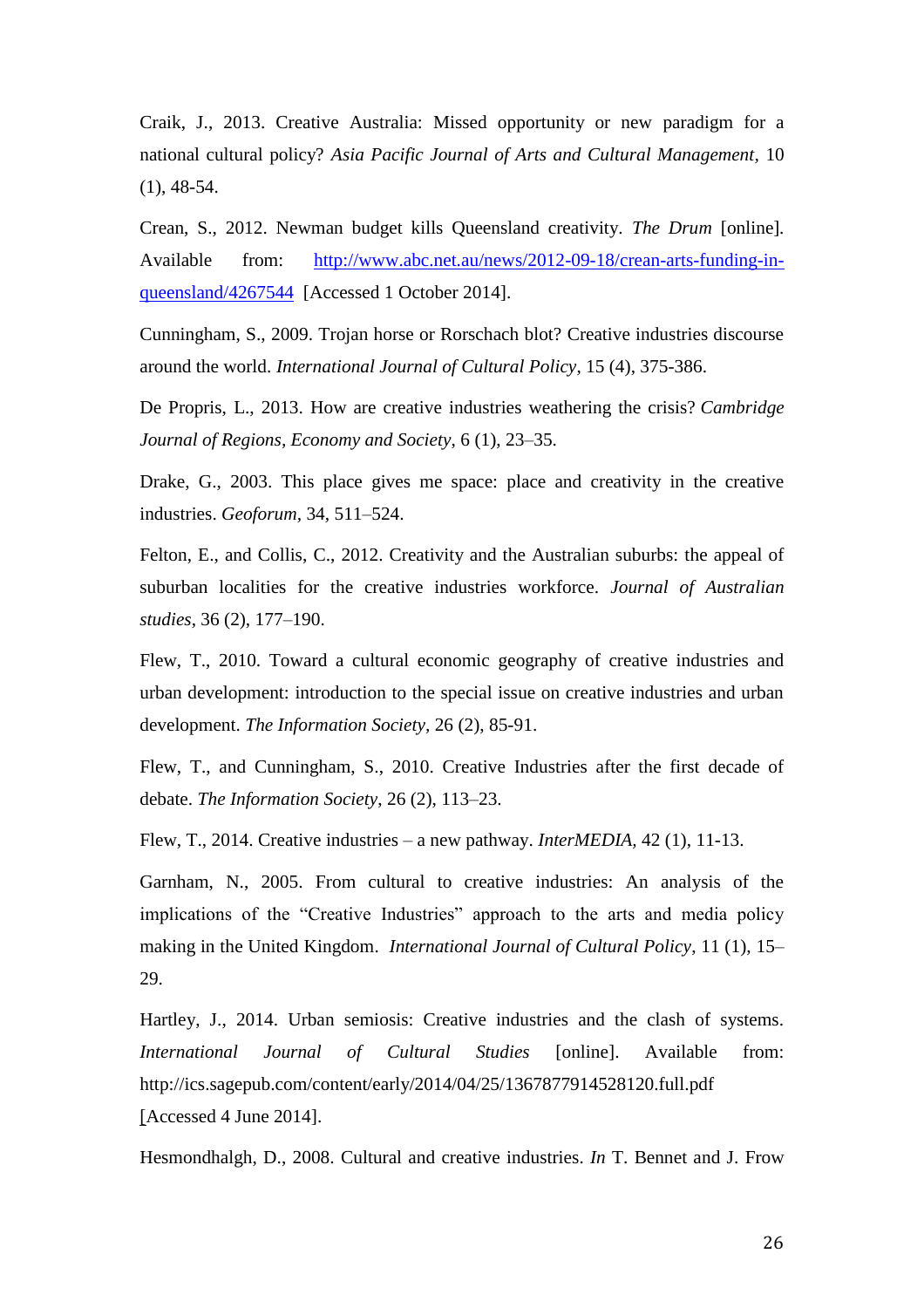Craik, J., 2013. Creative Australia: Missed opportunity or new paradigm for a national cultural policy? *Asia Pacific Journal of Arts and Cultural Management*, 10 (1), 48-54.

Crean, S., 2012. Newman budget kills Queensland creativity. *The Drum* [online]. Available from: http://www.abc.net.au/news/2012-09-18/crean-arts-funding-in-queensland/4267544 [Accessed 1 October 2014].

Cunningham, S., 2009. Trojan horse or Rorschach blot? Creative industries discourse around the world. *International Journal of Cultural Policy*, 15 (4), 375-386.

De Propris, L., 2013. How are creative industries weathering the crisis? *Cambridge Journal of Regions, Economy and Society*, 6 (1), 23–35.

Drake, G., 2003. This place gives me space: place and creativity in the creative industries. *Geoforum*, 34, 511–524.

Felton, E., and Collis, C., 2012. Creativity and the Australian suburbs: the appeal of suburban localities for the creative industries workforce. *Journal of Australian studies*, 36 (2), 177–190.

Flew, T., 2010. Toward a cultural economic geography of creative industries and urban development: introduction to the special issue on creative industries and urban development. *The Information Society*, 26 (2), 85-91.

Flew, T., and Cunningham, S., 2010. Creative Industries after the first decade of debate. *The Information Society*, 26 (2), 113–23.

Flew, T., 2014. Creative industries – a new pathway. *InterMEDIA*, 42 (1), 11-13.

Garnham, N., 2005. From cultural to creative industries: An analysis of the implications of the "Creative Industries" approach to the arts and media policy making in the United Kingdom. *International Journal of Cultural Policy*, 11 (1), 15–29.

Hartley, J., 2014. Urban semiosis: Creative industries and the clash of systems. *International Journal of Cultural Studies* [online]. Available from: http://ics.sagepub.com/content/early/2014/04/25/1367877914528120.full.pdf [Accessed 4 June 2014].

Hesmondhalgh, D., 2008. Cultural and creative industries. *In* T. Bennet and J. Frow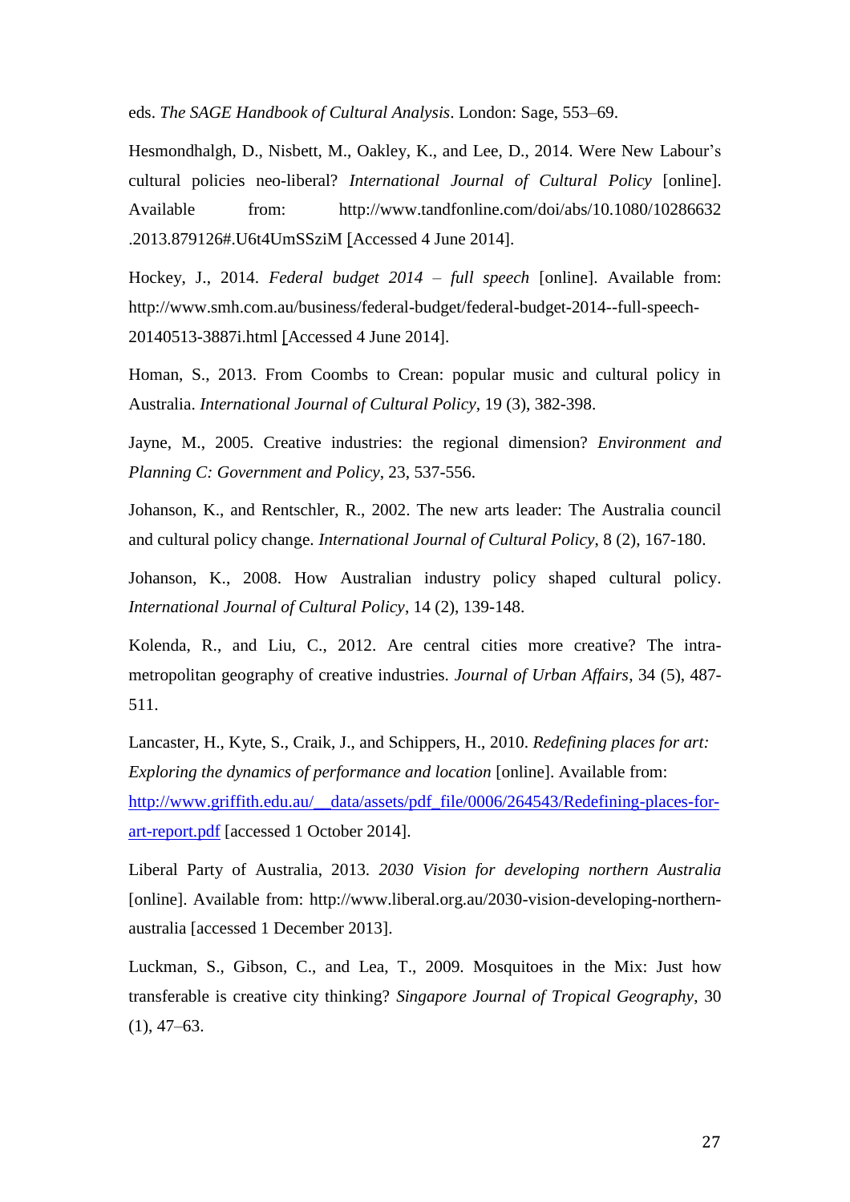eds. *The SAGE Handbook of Cultural Analysis*. London: Sage, 553–69.

Hesmondhalgh, D., Nisbett, M., Oakley, K., and Lee, D., 2014. Were New Labour's cultural policies neo-liberal? *International Journal of Cultural Policy* [online]. Available from: http://www.tandfonline.com/doi/abs/10.1080/10286632.2013.879126#.U6t4UmSSziM [Accessed 4 June 2014].

Hockey, J., 2014. *Federal budget 2014 – full speech* [online]. Available from: http://www.smh.com.au/business/federal-budget/federal-budget-2014--full-speech-20140513-3887i.html [Accessed 4 June 2014].

Homan, S., 2013. From Coombs to Crean: popular music and cultural policy in Australia. *International Journal of Cultural Policy*, 19 (3), 382-398.

Jayne, M., 2005. Creative industries: the regional dimension? *Environment and Planning C: Government and Policy*, 23, 537-556.

Johanson, K., and Rentschler, R., 2002. The new arts leader: The Australia council and cultural policy change. *International Journal of Cultural Policy*, 8 (2), 167-180.

Johanson, K., 2008. How Australian industry policy shaped cultural policy. *International Journal of Cultural Policy*, 14 (2), 139-148.

Kolenda, R., and Liu, C., 2012. Are central cities more creative? The intra-metropolitan geography of creative industries. *Journal of Urban Affairs*, 34 (5), 487-511.

Lancaster, H., Kyte, S., Craik, J., and Schippers, H., 2010. *Redefining places for art: Exploring the dynamics of performance and location* [online]. Available from: http://www.griffith.edu.au/__data/assets/pdf_file/0006/264543/Redefining-places-for-art-report.pdf [accessed 1 October 2014].

Liberal Party of Australia, 2013. *2030 Vision for developing northern Australia* [online]. Available from: http://www.liberal.org.au/2030-vision-developing-northern-australia [accessed 1 December 2013].

Luckman, S., Gibson, C., and Lea, T., 2009. Mosquitoes in the Mix: Just how transferable is creative city thinking? *Singapore Journal of Tropical Geography*, 30 (1), 47–63.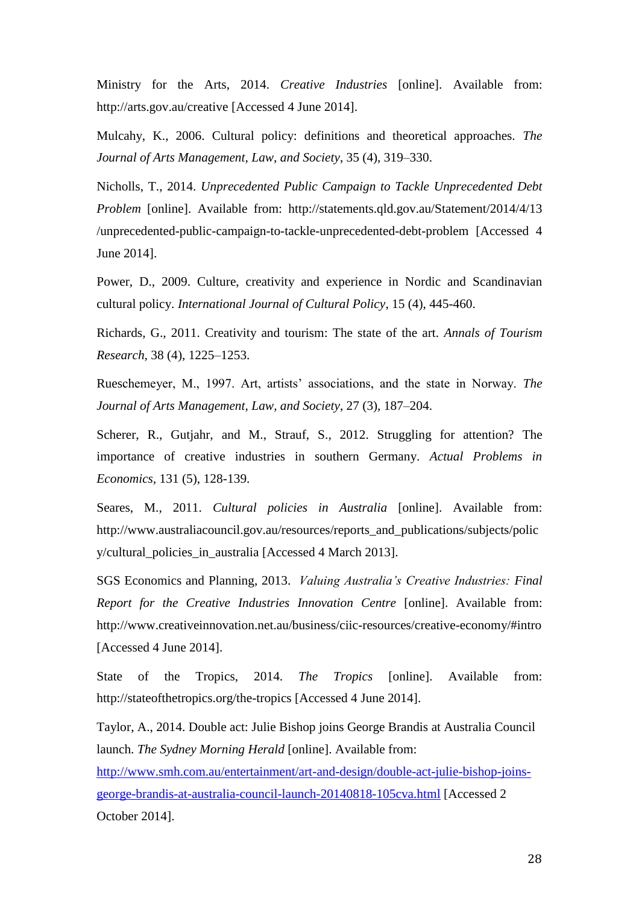Ministry for the Arts, 2014. *Creative Industries* [online]. Available from: http://arts.gov.au/creative [Accessed 4 June 2014].

Mulcahy, K., 2006. Cultural policy: definitions and theoretical approaches. *The Journal of Arts Management, Law, and Society*, 35 (4), 319–330.

Nicholls, T., 2014. *Unprecedented Public Campaign to Tackle Unprecedented Debt Problem* [online]. Available from: http://statements.qld.gov.au/Statement/2014/4/13/unprecedented-public-campaign-to-tackle-unprecedented-debt-problem [Accessed 4 June 2014].

Power, D., 2009. Culture, creativity and experience in Nordic and Scandinavian cultural policy. *International Journal of Cultural Policy*, 15 (4), 445-460.

Richards, G., 2011. Creativity and tourism: The state of the art. *Annals of Tourism Research*, 38 (4), 1225–1253.

Rueschemeyer, M., 1997. Art, artists' associations, and the state in Norway. *The Journal of Arts Management, Law, and Society*, 27 (3), 187–204.

Scherer, R., Gutjahr, and M., Strauf, S., 2012. Struggling for attention? The importance of creative industries in southern Germany. *Actual Problems in Economics*, 131 (5), 128-139.

Seares, M., 2011. *Cultural policies in Australia* [online]. Available from: http://www.australiacouncil.gov.au/resources/reports_and_publications/subjects/policy/cultural_policies_in_australia [Accessed 4 March 2013].

SGS Economics and Planning, 2013. *Valuing Australia's Creative Industries: Final Report for the Creative Industries Innovation Centre* [online]. Available from: http://www.creativeinnovation.net.au/business/ciic-resources/creative-economy/#intro [Accessed 4 June 2014].

State of the Tropics, 2014. *The Tropics* [online]. Available from: http://stateofthetropics.org/the-tropics [Accessed 4 June 2014].

Taylor, A., 2014. Double act: Julie Bishop joins George Brandis at Australia Council launch. *The Sydney Morning Herald* [online]. Available from: http://www.smh.com.au/entertainment/art-and-design/double-act-julie-bishop-joins-george-brandis-at-australia-council-launch-20140818-105cva.html [Accessed 2 October 2014].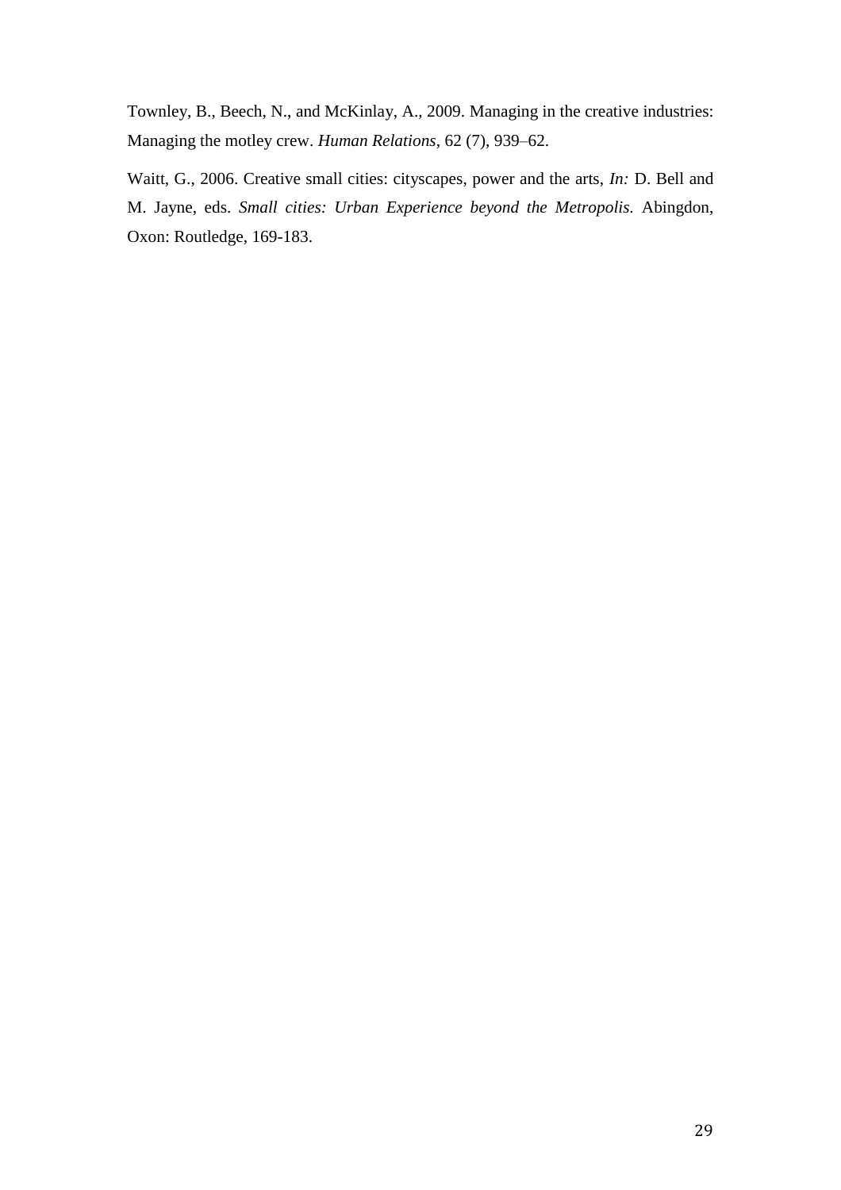Townley, B., Beech, N., and McKinlay, A., 2009. Managing in the creative industries: Managing the motley crew. *Human Relations*, 62 (7), 939–62.

Waitt, G., 2006. Creative small cities: cityscapes, power and the arts, *In:* D. Bell and M. Jayne, eds. *Small cities: Urban Experience beyond the Metropolis.* Abingdon, Oxon: Routledge, 169-183.